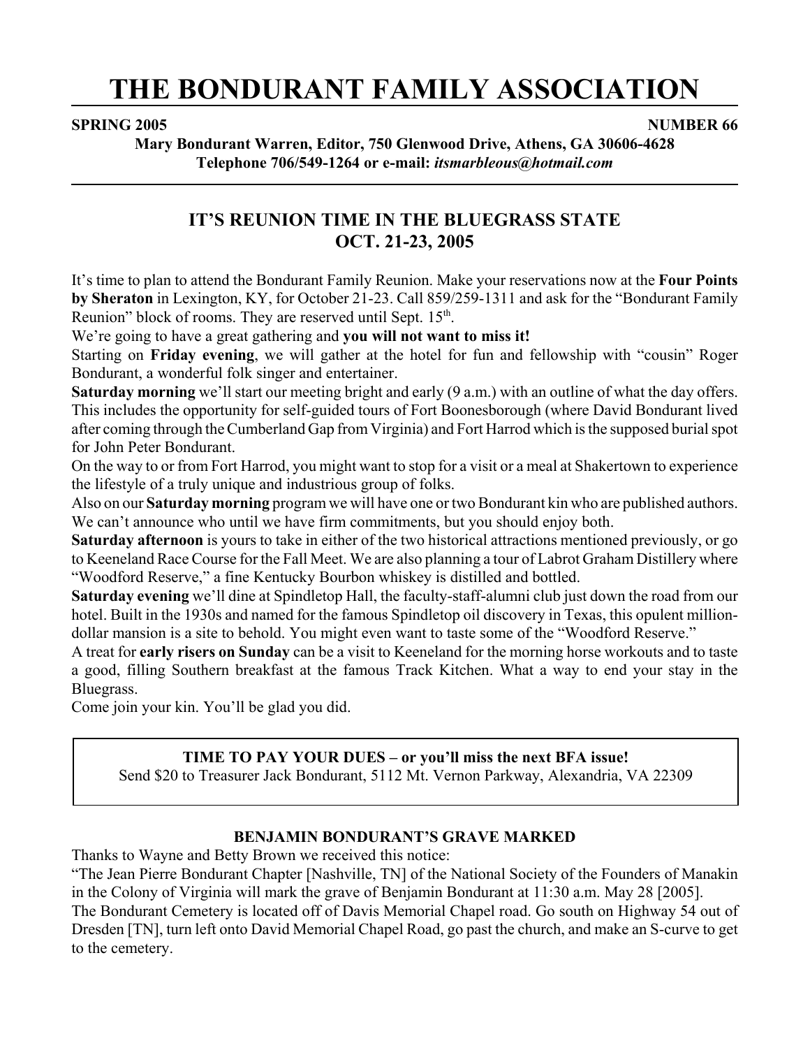# THE BONDURANT FAMILY ASSOCIATION

**SPRING 2005** **NUMBER 66**

**Mary Bondurant Warren, Editor, 750 Glenwood Drive, Athens, GA 30606-4628**
**Telephone 706/549-1264 or e-mail: *itsmarbleous@hotmail.com***

## IT'S REUNION TIME IN THE BLUEGRASS STATE
## OCT. 21-23, 2005

It's time to plan to attend the Bondurant Family Reunion. Make your reservations now at the **Four Points by Sheraton** in Lexington, KY, for October 21-23. Call 859/259-1311 and ask for the "Bondurant Family Reunion" block of rooms. They are reserved until Sept. 15th.

We're going to have a great gathering and **you will not want to miss it!**

Starting on **Friday evening**, we will gather at the hotel for fun and fellowship with "cousin" Roger Bondurant, a wonderful folk singer and entertainer.

**Saturday morning** we'll start our meeting bright and early (9 a.m.) with an outline of what the day offers. This includes the opportunity for self-guided tours of Fort Boonesborough (where David Bondurant lived after coming through the Cumberland Gap from Virginia) and Fort Harrod which is the supposed burial spot for John Peter Bondurant.

On the way to or from Fort Harrod, you might want to stop for a visit or a meal at Shakertown to experience the lifestyle of a truly unique and industrious group of folks.

Also on our **Saturday morning** program we will have one or two Bondurant kin who are published authors. We can't announce who until we have firm commitments, but you should enjoy both.

**Saturday afternoon** is yours to take in either of the two historical attractions mentioned previously, or go to Keeneland Race Course for the Fall Meet. We are also planning a tour of Labrot Graham Distillery where "Woodford Reserve," a fine Kentucky Bourbon whiskey is distilled and bottled.

**Saturday evening** we'll dine at Spindletop Hall, the faculty-staff-alumni club just down the road from our hotel. Built in the 1930s and named for the famous Spindletop oil discovery in Texas, this opulent million-dollar mansion is a site to behold. You might even want to taste some of the "Woodford Reserve."

A treat for **early risers on Sunday** can be a visit to Keeneland for the morning horse workouts and to taste a good, filling Southern breakfast at the famous Track Kitchen. What a way to end your stay in the Bluegrass.

Come join your kin. You'll be glad you did.

---

**TIME TO PAY YOUR DUES – or you'll miss the next BFA issue!**
Send $20 to Treasurer Jack Bondurant, 5112 Mt. Vernon Parkway, Alexandria, VA 22309

---

### BENJAMIN BONDURANT'S GRAVE MARKED

Thanks to Wayne and Betty Brown we received this notice:

"The Jean Pierre Bondurant Chapter [Nashville, TN] of the National Society of the Founders of Manakin in the Colony of Virginia will mark the grave of Benjamin Bondurant at 11:30 a.m. May 28 [2005].

The Bondurant Cemetery is located off of Davis Memorial Chapel road. Go south on Highway 54 out of Dresden [TN], turn left onto David Memorial Chapel Road, go past the church, and make an S-curve to get to the cemetery.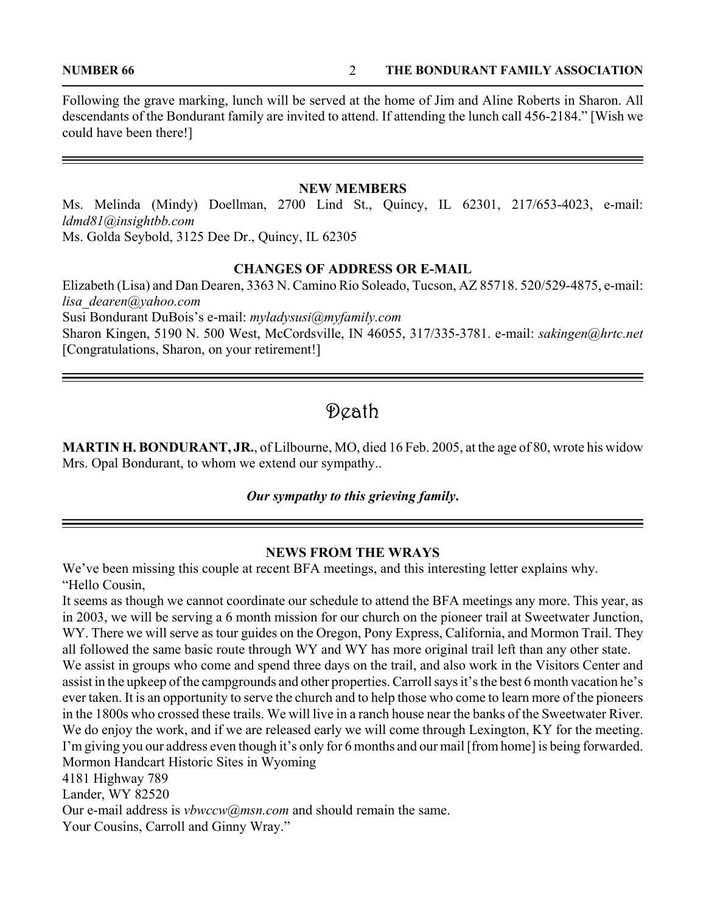Following the grave marking, lunch will be served at the home of Jim and Aline Roberts in Sharon. All descendants of the Bondurant family are invited to attend. If attending the lunch call 456-2184." [Wish we could have been there!]

---

## NEW MEMBERS

Ms. Melinda (Mindy) Doellman, 2700 Lind St., Quincy, IL 62301, 217/653-4023, e-mail: *ldmd81@insightbb.com*

Ms. Golda Seybold, 3125 Dee Dr., Quincy, IL 62305

## CHANGES OF ADDRESS OR E-MAIL

Elizabeth (Lisa) and Dan Dearen, 3363 N. Camino Rio Soleado, Tucson, AZ 85718. 520/529-4875, e-mail: *lisa_dearen@yahoo.com*

Susi Bondurant DuBois's e-mail: *myladysusi@myfamily.com*

Sharon Kingen, 5190 N. 500 West, McCordsville, IN 46055, 317/335-3781. e-mail: *sakingen@hrtc.net* [Congratulations, Sharon, on your retirement!]

---

# Death

**MARTIN H. BONDURANT, JR.**, of Lilbourne, MO, died 16 Feb. 2005, at the age of 80, wrote his widow Mrs. Opal Bondurant, to whom we extend our sympathy..

***Our sympathy to this grieving family.***

---

## NEWS FROM THE WRAYS

We've been missing this couple at recent BFA meetings, and this interesting letter explains why.

"Hello Cousin,

It seems as though we cannot coordinate our schedule to attend the BFA meetings any more. This year, as in 2003, we will be serving a 6 month mission for our church on the pioneer trail at Sweetwater Junction, WY. There we will serve as tour guides on the Oregon, Pony Express, California, and Mormon Trail. They all followed the same basic route through WY and WY has more original trail left than any other state.

We assist in groups who come and spend three days on the trail, and also work in the Visitors Center and assist in the upkeep of the campgrounds and other properties. Carroll says it's the best 6 month vacation he's ever taken. It is an opportunity to serve the church and to help those who come to learn more of the pioneers in the 1800s who crossed these trails. We will live in a ranch house near the banks of the Sweetwater River. We do enjoy the work, and if we are released early we will come through Lexington, KY for the meeting. I'm giving you our address even though it's only for 6 months and our mail [from home] is being forwarded.

Mormon Handcart Historic Sites in Wyoming
4181 Highway 789
Lander, WY 82520

Our e-mail address is *vbwccw@msn.com* and should remain the same.

Your Cousins, Carroll and Ginny Wray."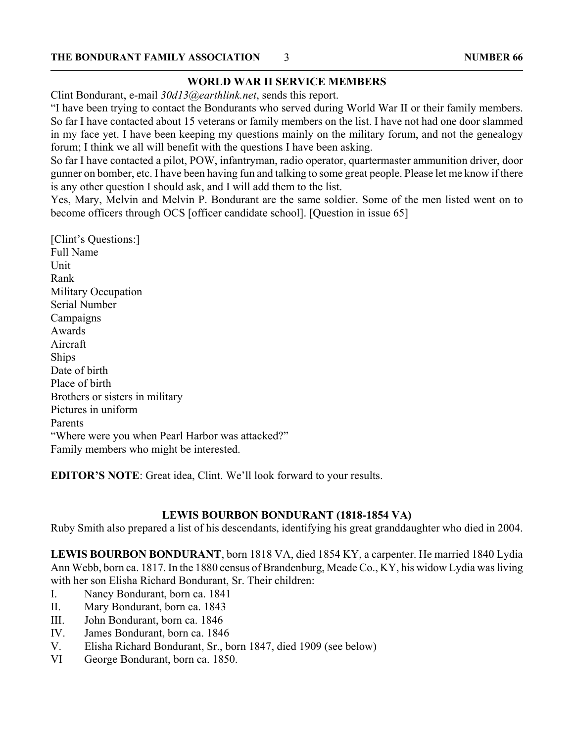## WORLD WAR II SERVICE MEMBERS

Clint Bondurant, e-mail *30d13@earthlink.net*, sends this report.

"I have been trying to contact the Bondurants who served during World War II or their family members. So far I have contacted about 15 veterans or family members on the list. I have not had one door slammed in my face yet. I have been keeping my questions mainly on the military forum, and not the genealogy forum; I think we all will benefit with the questions I have been asking.

So far I have contacted a pilot, POW, infantryman, radio operator, quartermaster ammunition driver, door gunner on bomber, etc. I have been having fun and talking to some great people. Please let me know if there is any other question I should ask, and I will add them to the list.

Yes, Mary, Melvin and Melvin P. Bondurant are the same soldier. Some of the men listed went on to become officers through OCS [officer candidate school]. [Question in issue 65]

[Clint's Questions:]
Full Name
Unit
Rank
Military Occupation
Serial Number
Campaigns
Awards
Aircraft
Ships
Date of birth
Place of birth
Brothers or sisters in military
Pictures in uniform
Parents
"Where were you when Pearl Harbor was attacked?"
Family members who might be interested.

**EDITOR'S NOTE**: Great idea, Clint. We'll look forward to your results.

## LEWIS BOURBON BONDURANT (1818-1854 VA)

Ruby Smith also prepared a list of his descendants, identifying his great granddaughter who died in 2004.

**LEWIS BOURBON BONDURANT**, born 1818 VA, died 1854 KY, a carpenter. He married 1840 Lydia Ann Webb, born ca. 1817. In the 1880 census of Brandenburg, Meade Co., KY, his widow Lydia was living with her son Elisha Richard Bondurant, Sr. Their children:

I. Nancy Bondurant, born ca. 1841
II. Mary Bondurant, born ca. 1843
III. John Bondurant, born ca. 1846
IV. James Bondurant, born ca. 1846
V. Elisha Richard Bondurant, Sr., born 1847, died 1909 (see below)
VI George Bondurant, born ca. 1850.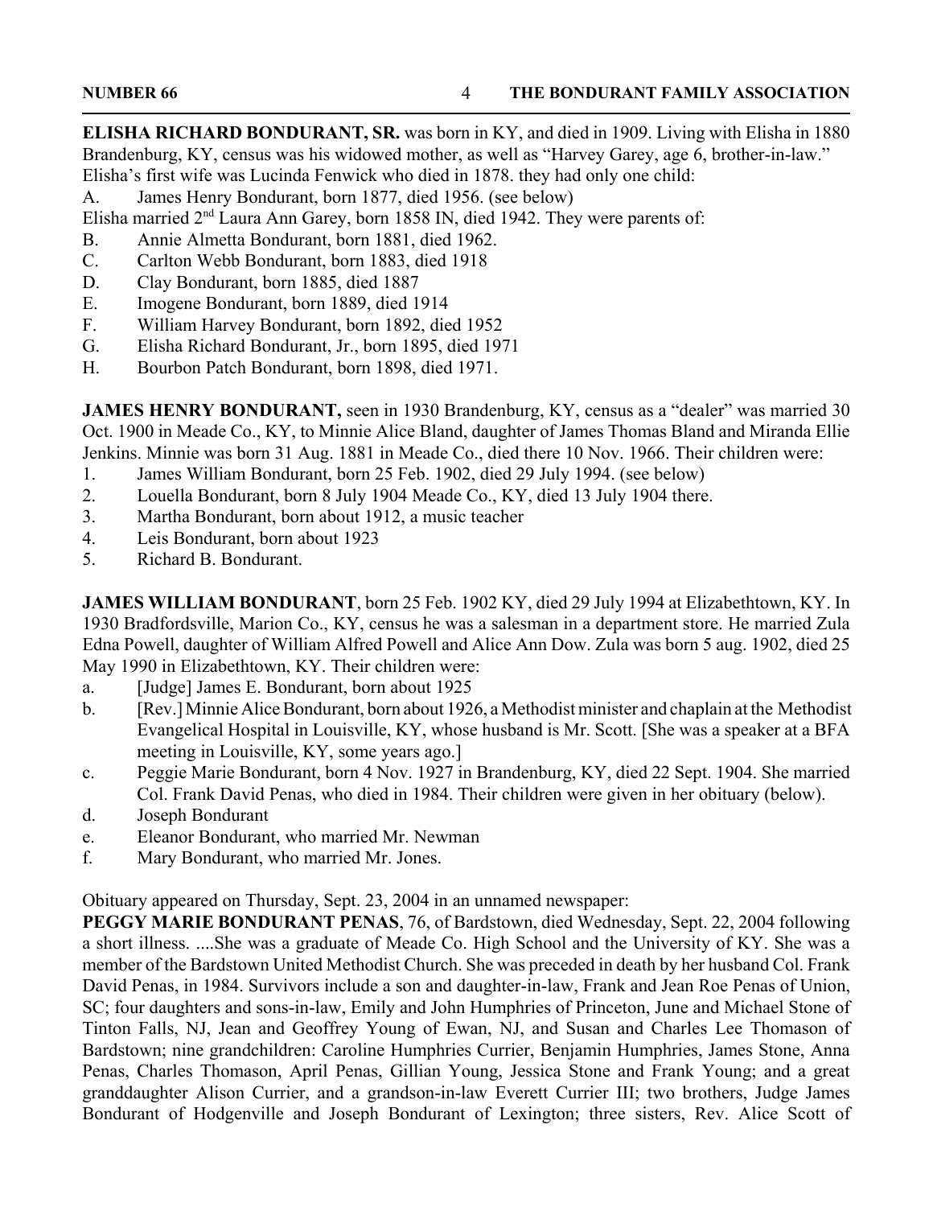**ELISHA RICHARD BONDURANT, SR.** was born in KY, and died in 1909. Living with Elisha in 1880 Brandenburg, KY, census was his widowed mother, as well as "Harvey Garey, age 6, brother-in-law." Elisha's first wife was Lucinda Fenwick who died in 1878. they had only one child:

A. James Henry Bondurant, born 1877, died 1956. (see below)

Elisha married 2nd Laura Ann Garey, born 1858 IN, died 1942. They were parents of:

B. Annie Almetta Bondurant, born 1881, died 1962.
C. Carlton Webb Bondurant, born 1883, died 1918
D. Clay Bondurant, born 1885, died 1887
E. Imogene Bondurant, born 1889, died 1914
F. William Harvey Bondurant, born 1892, died 1952
G. Elisha Richard Bondurant, Jr., born 1895, died 1971
H. Bourbon Patch Bondurant, born 1898, died 1971.

**JAMES HENRY BONDURANT,** seen in 1930 Brandenburg, KY, census as a "dealer" was married 30 Oct. 1900 in Meade Co., KY, to Minnie Alice Bland, daughter of James Thomas Bland and Miranda Ellie Jenkins. Minnie was born 31 Aug. 1881 in Meade Co., died there 10 Nov. 1966. Their children were:

1. James William Bondurant, born 25 Feb. 1902, died 29 July 1994. (see below)
2. Louella Bondurant, born 8 July 1904 Meade Co., KY, died 13 July 1904 there.
3. Martha Bondurant, born about 1912, a music teacher
4. Leis Bondurant, born about 1923
5. Richard B. Bondurant.

**JAMES WILLIAM BONDURANT**, born 25 Feb. 1902 KY, died 29 July 1994 at Elizabethtown, KY. In 1930 Bradfordsville, Marion Co., KY, census he was a salesman in a department store. He married Zula Edna Powell, daughter of William Alfred Powell and Alice Ann Dow. Zula was born 5 aug. 1902, died 25 May 1990 in Elizabethtown, KY. Their children were:

a. [Judge] James E. Bondurant, born about 1925
b. [Rev.] Minnie Alice Bondurant, born about 1926, a Methodist minister and chaplain at the Methodist Evangelical Hospital in Louisville, KY, whose husband is Mr. Scott. [She was a speaker at a BFA meeting in Louisville, KY, some years ago.]
c. Peggie Marie Bondurant, born 4 Nov. 1927 in Brandenburg, KY, died 22 Sept. 1904. She married Col. Frank David Penas, who died in 1984. Their children were given in her obituary (below).
d. Joseph Bondurant
e. Eleanor Bondurant, who married Mr. Newman
f. Mary Bondurant, who married Mr. Jones.

Obituary appeared on Thursday, Sept. 23, 2004 in an unnamed newspaper:

**PEGGY MARIE BONDURANT PENAS**, 76, of Bardstown, died Wednesday, Sept. 22, 2004 following a short illness. ....She was a graduate of Meade Co. High School and the University of KY. She was a member of the Bardstown United Methodist Church. She was preceded in death by her husband Col. Frank David Penas, in 1984. Survivors include a son and daughter-in-law, Frank and Jean Roe Penas of Union, SC; four daughters and sons-in-law, Emily and John Humphries of Princeton, June and Michael Stone of Tinton Falls, NJ, Jean and Geoffrey Young of Ewan, NJ, and Susan and Charles Lee Thomason of Bardstown; nine grandchildren: Caroline Humphries Currier, Benjamin Humphries, James Stone, Anna Penas, Charles Thomason, April Penas, Gillian Young, Jessica Stone and Frank Young; and a great granddaughter Alison Currier, and a grandson-in-law Everett Currier III; two brothers, Judge James Bondurant of Hodgenville and Joseph Bondurant of Lexington; three sisters, Rev. Alice Scott of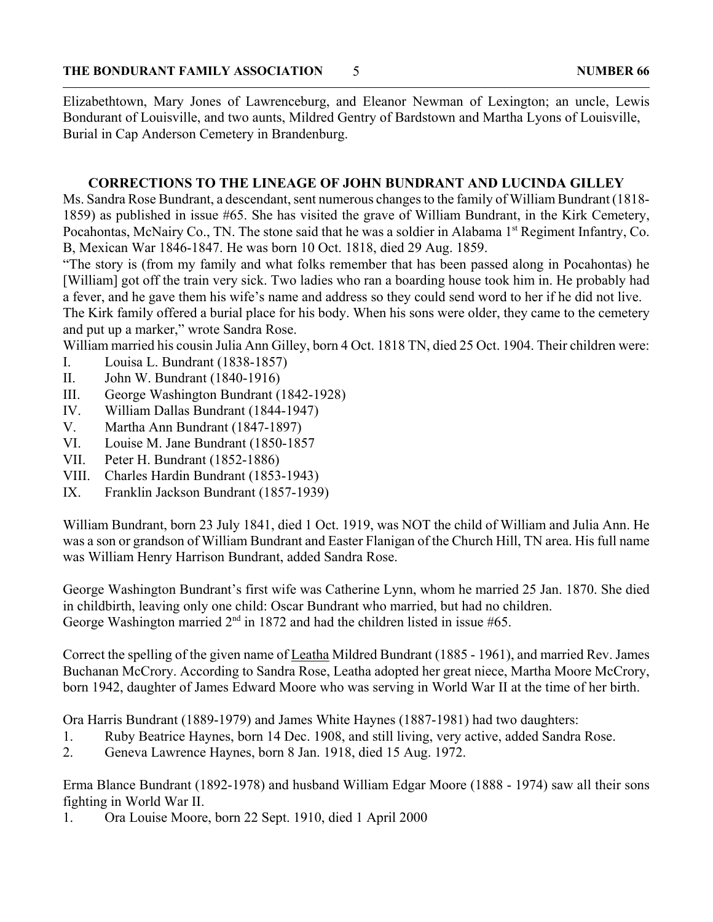Elizabethtown, Mary Jones of Lawrenceburg, and Eleanor Newman of Lexington; an uncle, Lewis Bondurant of Louisville, and two aunts, Mildred Gentry of Bardstown and Martha Lyons of Louisville, Burial in Cap Anderson Cemetery in Brandenburg.

## CORRECTIONS TO THE LINEAGE OF JOHN BUNDRANT AND LUCINDA GILLEY

Ms. Sandra Rose Bundrant, a descendant, sent numerous changes to the family of William Bundrant (1818-1859) as published in issue #65. She has visited the grave of William Bundrant, in the Kirk Cemetery, Pocahontas, McNairy Co., TN. The stone said that he was a soldier in Alabama 1st Regiment Infantry, Co. B, Mexican War 1846-1847. He was born 10 Oct. 1818, died 29 Aug. 1859.

"The story is (from my family and what folks remember that has been passed along in Pocahontas) he [William] got off the train very sick. Two ladies who ran a boarding house took him in. He probably had a fever, and he gave them his wife's name and address so they could send word to her if he did not live. The Kirk family offered a burial place for his body. When his sons were older, they came to the cemetery and put up a marker," wrote Sandra Rose.

William married his cousin Julia Ann Gilley, born 4 Oct. 1818 TN, died 25 Oct. 1904. Their children were:

- I. Louisa L. Bundrant (1838-1857)
- II. John W. Bundrant (1840-1916)
- III. George Washington Bundrant (1842-1928)
- IV. William Dallas Bundrant (1844-1947)
- V. Martha Ann Bundrant (1847-1897)
- VI. Louise M. Jane Bundrant (1850-1857
- VII. Peter H. Bundrant (1852-1886)
- VIII. Charles Hardin Bundrant (1853-1943)
- IX. Franklin Jackson Bundrant (1857-1939)

William Bundrant, born 23 July 1841, died 1 Oct. 1919, was NOT the child of William and Julia Ann. He was a son or grandson of William Bundrant and Easter Flanigan of the Church Hill, TN area. His full name was William Henry Harrison Bundrant, added Sandra Rose.

George Washington Bundrant's first wife was Catherine Lynn, whom he married 25 Jan. 1870. She died in childbirth, leaving only one child: Oscar Bundrant who married, but had no children. George Washington married 2nd in 1872 and had the children listed in issue #65.

Correct the spelling of the given name of Leatha Mildred Bundrant (1885 - 1961), and married Rev. James Buchanan McCrory. According to Sandra Rose, Leatha adopted her great niece, Martha Moore McCrory, born 1942, daughter of James Edward Moore who was serving in World War II at the time of her birth.

Ora Harris Bundrant (1889-1979) and James White Haynes (1887-1981) had two daughters:

1. Ruby Beatrice Haynes, born 14 Dec. 1908, and still living, very active, added Sandra Rose.
2. Geneva Lawrence Haynes, born 8 Jan. 1918, died 15 Aug. 1972.

Erma Blance Bundrant (1892-1978) and husband William Edgar Moore (1888 - 1974) saw all their sons fighting in World War II.

1. Ora Louise Moore, born 22 Sept. 1910, died 1 April 2000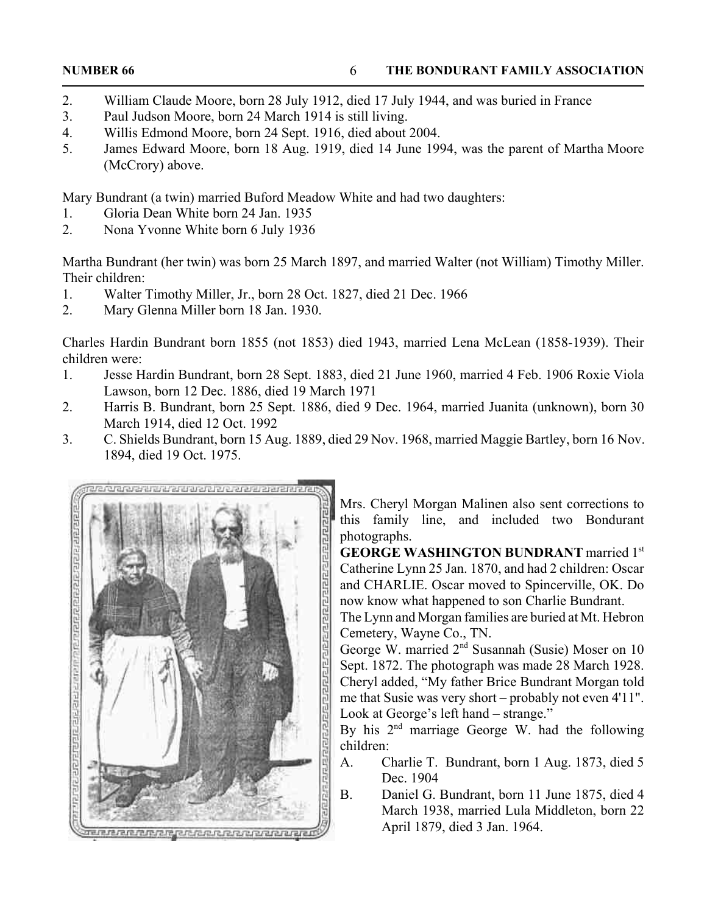2. William Claude Moore, born 28 July 1912, died 17 July 1944, and was buried in France
3. Paul Judson Moore, born 24 March 1914 is still living.
4. Willis Edmond Moore, born 24 Sept. 1916, died about 2004.
5. James Edward Moore, born 18 Aug. 1919, died 14 June 1994, was the parent of Martha Moore (McCrory) above.

Mary Bundrant (a twin) married Buford Meadow White and had two daughters:

1. Gloria Dean White born 24 Jan. 1935
2. Nona Yvonne White born 6 July 1936

Martha Bundrant (her twin) was born 25 March 1897, and married Walter (not William) Timothy Miller. Their children:

1. Walter Timothy Miller, Jr., born 28 Oct. 1827, died 21 Dec. 1966
2. Mary Glenna Miller born 18 Jan. 1930.

Charles Hardin Bundrant born 1855 (not 1853) died 1943, married Lena McLean (1858-1939). Their children were:

1. Jesse Hardin Bundrant, born 28 Sept. 1883, died 21 June 1960, married 4 Feb. 1906 Roxie Viola Lawson, born 12 Dec. 1886, died 19 March 1971
2. Harris B. Bundrant, born 25 Sept. 1886, died 9 Dec. 1964, married Juanita (unknown), born 30 March 1914, died 12 Oct. 1992
3. C. Shields Bundrant, born 15 Aug. 1889, died 29 Nov. 1968, married Maggie Bartley, born 16 Nov. 1894, died 19 Oct. 1975.

Mrs. Cheryl Morgan Malinen also sent corrections to this family line, and included two Bondurant photographs.

**GEORGE WASHINGTON BUNDRANT** married 1st Catherine Lynn 25 Jan. 1870, and had 2 children: Oscar and CHARLIE. Oscar moved to Spincerville, OK. Do now know what happened to son Charlie Bundrant.

The Lynn and Morgan families are buried at Mt. Hebron Cemetery, Wayne Co., TN.

George W. married 2nd Susannah (Susie) Moser on 10 Sept. 1872. The photograph was made 28 March 1928. Cheryl added, "My father Brice Bundrant Morgan told me that Susie was very short – probably not even 4'11". Look at George's left hand – strange."

By his 2nd marriage George W. had the following children:

A. Charlie T. Bundrant, born 1 Aug. 1873, died 5 Dec. 1904
B. Daniel G. Bundrant, born 11 June 1875, died 4 March 1938, married Lula Middleton, born 22 April 1879, died 3 Jan. 1964.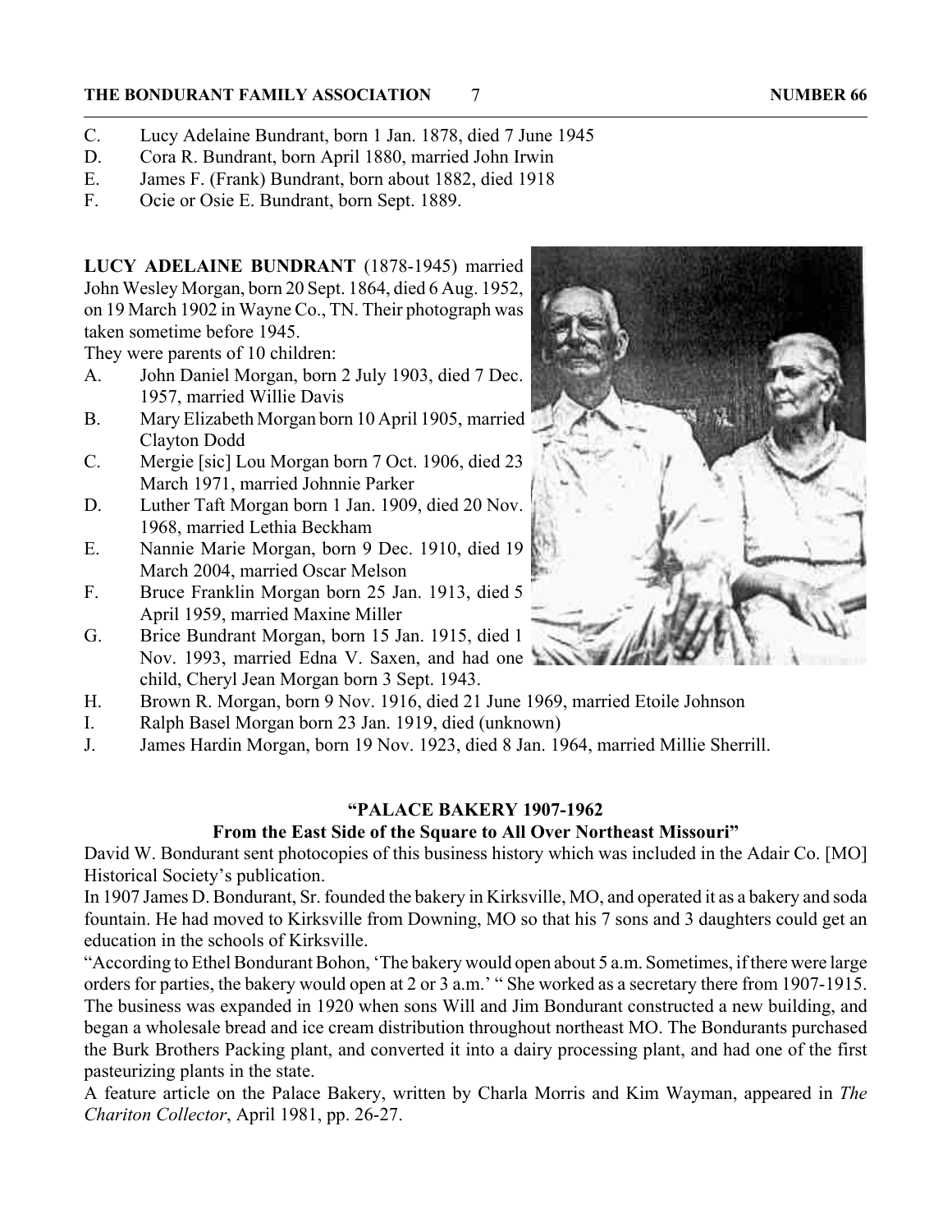C. Lucy Adelaine Bundrant, born 1 Jan. 1878, died 7 June 1945
D. Cora R. Bundrant, born April 1880, married John Irwin
E. James F. (Frank) Bundrant, born about 1882, died 1918
F. Ocie or Osie E. Bundrant, born Sept. 1889.

**LUCY ADELAINE BUNDRANT** (1878-1945) married John Wesley Morgan, born 20 Sept. 1864, died 6 Aug. 1952, on 19 March 1902 in Wayne Co., TN. Their photograph was taken sometime before 1945.

They were parents of 10 children:

A. John Daniel Morgan, born 2 July 1903, died 7 Dec. 1957, married Willie Davis
B. Mary Elizabeth Morgan born 10 April 1905, married Clayton Dodd
C. Mergie [sic] Lou Morgan born 7 Oct. 1906, died 23 March 1971, married Johnnie Parker
D. Luther Taft Morgan born 1 Jan. 1909, died 20 Nov. 1968, married Lethia Beckham
E. Nannie Marie Morgan, born 9 Dec. 1910, died 19 March 2004, married Oscar Melson
F. Bruce Franklin Morgan born 25 Jan. 1913, died 5 April 1959, married Maxine Miller
G. Brice Bundrant Morgan, born 15 Jan. 1915, died 1 Nov. 1993, married Edna V. Saxen, and had one child, Cheryl Jean Morgan born 3 Sept. 1943.
H. Brown R. Morgan, born 9 Nov. 1916, died 21 June 1969, married Etoile Johnson
I. Ralph Basel Morgan born 23 Jan. 1919, died (unknown)
J. James Hardin Morgan, born 19 Nov. 1923, died 8 Jan. 1964, married Millie Sherrill.

### "PALACE BAKERY 1907-1962
### From the East Side of the Square to All Over Northeast Missouri"

David W. Bondurant sent photocopies of this business history which was included in the Adair Co. [MO] Historical Society's publication.

In 1907 James D. Bondurant, Sr. founded the bakery in Kirksville, MO, and operated it as a bakery and soda fountain. He had moved to Kirksville from Downing, MO so that his 7 sons and 3 daughters could get an education in the schools of Kirksville.

"According to Ethel Bondurant Bohon, 'The bakery would open about 5 a.m. Sometimes, if there were large orders for parties, the bakery would open at 2 or 3 a.m.' " She worked as a secretary there from 1907-1915. The business was expanded in 1920 when sons Will and Jim Bondurant constructed a new building, and began a wholesale bread and ice cream distribution throughout northeast MO. The Bondurants purchased the Burk Brothers Packing plant, and converted it into a dairy processing plant, and had one of the first pasteurizing plants in the state.

A feature article on the Palace Bakery, written by Charla Morris and Kim Wayman, appeared in *The Chariton Collector*, April 1981, pp. 26-27.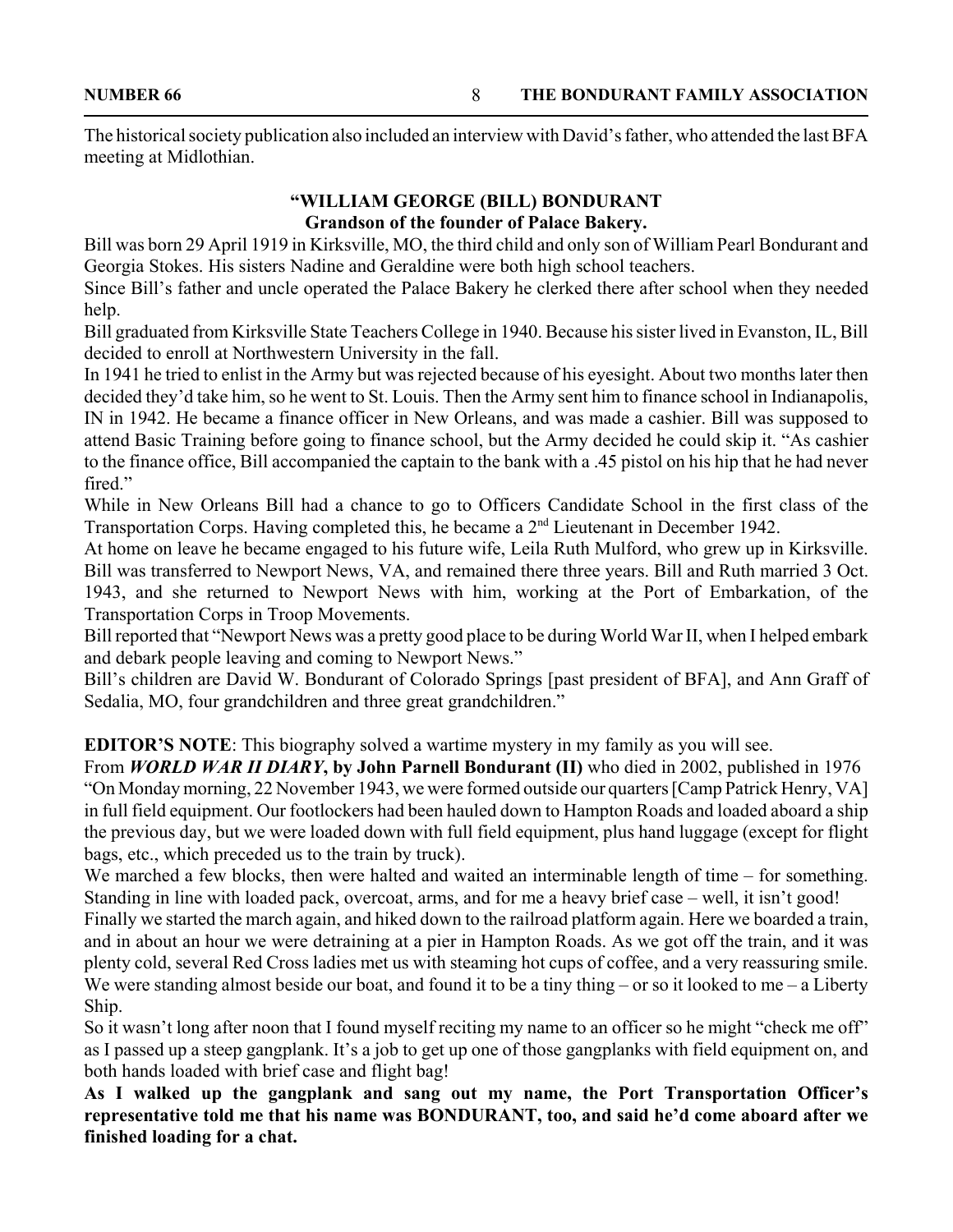The historical society publication also included an interview with David's father, who attended the last BFA meeting at Midlothian.

**"WILLIAM GEORGE (BILL) BONDURANT**
**Grandson of the founder of Palace Bakery.**

Bill was born 29 April 1919 in Kirksville, MO, the third child and only son of William Pearl Bondurant and Georgia Stokes. His sisters Nadine and Geraldine were both high school teachers.

Since Bill's father and uncle operated the Palace Bakery he clerked there after school when they needed help.

Bill graduated from Kirksville State Teachers College in 1940. Because his sister lived in Evanston, IL, Bill decided to enroll at Northwestern University in the fall.

In 1941 he tried to enlist in the Army but was rejected because of his eyesight. About two months later then decided they'd take him, so he went to St. Louis. Then the Army sent him to finance school in Indianapolis, IN in 1942. He became a finance officer in New Orleans, and was made a cashier. Bill was supposed to attend Basic Training before going to finance school, but the Army decided he could skip it. "As cashier to the finance office, Bill accompanied the captain to the bank with a .45 pistol on his hip that he had never fired."

While in New Orleans Bill had a chance to go to Officers Candidate School in the first class of the Transportation Corps. Having completed this, he became a 2nd Lieutenant in December 1942.

At home on leave he became engaged to his future wife, Leila Ruth Mulford, who grew up in Kirksville. Bill was transferred to Newport News, VA, and remained there three years. Bill and Ruth married 3 Oct. 1943, and she returned to Newport News with him, working at the Port of Embarkation, of the Transportation Corps in Troop Movements.

Bill reported that "Newport News was a pretty good place to be during World War II, when I helped embark and debark people leaving and coming to Newport News."

Bill's children are David W. Bondurant of Colorado Springs [past president of BFA], and Ann Graff of Sedalia, MO, four grandchildren and three great grandchildren."

**EDITOR'S NOTE**: This biography solved a wartime mystery in my family as you will see.

From ***WORLD WAR II DIARY*****, by John Parnell Bondurant (II)** who died in 2002, published in 1976

"On Monday morning, 22 November 1943, we were formed outside our quarters [Camp Patrick Henry, VA] in full field equipment. Our footlockers had been hauled down to Hampton Roads and loaded aboard a ship the previous day, but we were loaded down with full field equipment, plus hand luggage (except for flight bags, etc., which preceded us to the train by truck).

We marched a few blocks, then were halted and waited an interminable length of time – for something. Standing in line with loaded pack, overcoat, arms, and for me a heavy brief case – well, it isn't good!

Finally we started the march again, and hiked down to the railroad platform again. Here we boarded a train, and in about an hour we were detraining at a pier in Hampton Roads. As we got off the train, and it was plenty cold, several Red Cross ladies met us with steaming hot cups of coffee, and a very reassuring smile. We were standing almost beside our boat, and found it to be a tiny thing – or so it looked to me – a Liberty Ship.

So it wasn't long after noon that I found myself reciting my name to an officer so he might "check me off" as I passed up a steep gangplank. It's a job to get up one of those gangplanks with field equipment on, and both hands loaded with brief case and flight bag!

**As I walked up the gangplank and sang out my name, the Port Transportation Officer's representative told me that his name was BONDURANT, too, and said he'd come aboard after we finished loading for a chat.**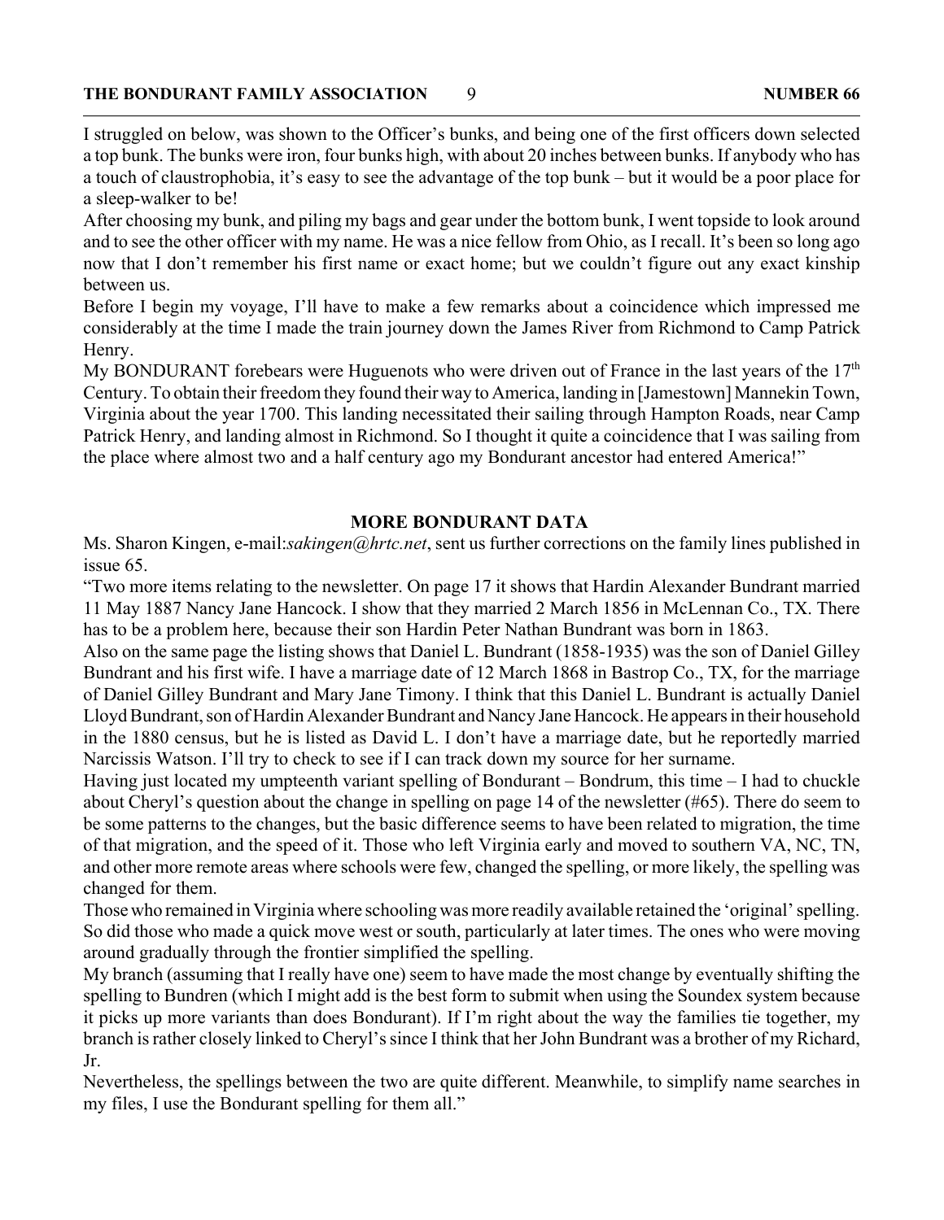I struggled on below, was shown to the Officer's bunks, and being one of the first officers down selected a top bunk. The bunks were iron, four bunks high, with about 20 inches between bunks. If anybody who has a touch of claustrophobia, it's easy to see the advantage of the top bunk – but it would be a poor place for a sleep-walker to be!

After choosing my bunk, and piling my bags and gear under the bottom bunk, I went topside to look around and to see the other officer with my name. He was a nice fellow from Ohio, as I recall. It's been so long ago now that I don't remember his first name or exact home; but we couldn't figure out any exact kinship between us.

Before I begin my voyage, I'll have to make a few remarks about a coincidence which impressed me considerably at the time I made the train journey down the James River from Richmond to Camp Patrick Henry.

My BONDURANT forebears were Huguenots who were driven out of France in the last years of the 17th Century. To obtain their freedom they found their way to America, landing in [Jamestown] Mannekin Town, Virginia about the year 1700. This landing necessitated their sailing through Hampton Roads, near Camp Patrick Henry, and landing almost in Richmond. So I thought it quite a coincidence that I was sailing from the place where almost two and a half century ago my Bondurant ancestor had entered America!"

## MORE BONDURANT DATA

Ms. Sharon Kingen, e-mail:*sakingen@hrtc.net*, sent us further corrections on the family lines published in issue 65.

"Two more items relating to the newsletter. On page 17 it shows that Hardin Alexander Bundrant married 11 May 1887 Nancy Jane Hancock. I show that they married 2 March 1856 in McLennan Co., TX. There has to be a problem here, because their son Hardin Peter Nathan Bundrant was born in 1863.

Also on the same page the listing shows that Daniel L. Bundrant (1858-1935) was the son of Daniel Gilley Bundrant and his first wife. I have a marriage date of 12 March 1868 in Bastrop Co., TX, for the marriage of Daniel Gilley Bundrant and Mary Jane Timony. I think that this Daniel L. Bundrant is actually Daniel Lloyd Bundrant, son of Hardin Alexander Bundrant and Nancy Jane Hancock. He appears in their household in the 1880 census, but he is listed as David L. I don't have a marriage date, but he reportedly married Narcissis Watson. I'll try to check to see if I can track down my source for her surname.

Having just located my umpteenth variant spelling of Bondurant – Bondrum, this time – I had to chuckle about Cheryl's question about the change in spelling on page 14 of the newsletter (#65). There do seem to be some patterns to the changes, but the basic difference seems to have been related to migration, the time of that migration, and the speed of it. Those who left Virginia early and moved to southern VA, NC, TN, and other more remote areas where schools were few, changed the spelling, or more likely, the spelling was changed for them.

Those who remained in Virginia where schooling was more readily available retained the 'original' spelling. So did those who made a quick move west or south, particularly at later times. The ones who were moving around gradually through the frontier simplified the spelling.

My branch (assuming that I really have one) seem to have made the most change by eventually shifting the spelling to Bundren (which I might add is the best form to submit when using the Soundex system because it picks up more variants than does Bondurant). If I'm right about the way the families tie together, my branch is rather closely linked to Cheryl's since I think that her John Bundrant was a brother of my Richard, Jr.

Nevertheless, the spellings between the two are quite different. Meanwhile, to simplify name searches in my files, I use the Bondurant spelling for them all."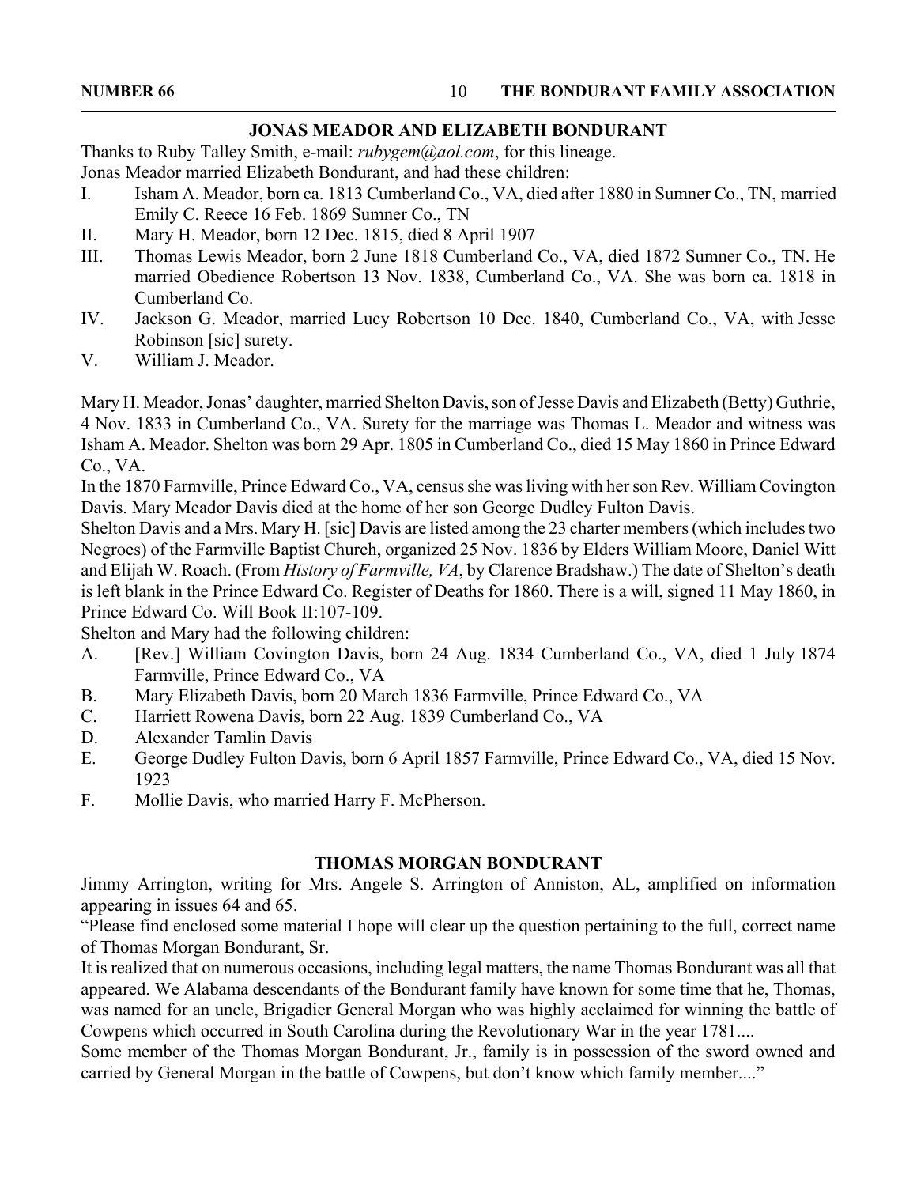## JONAS MEADOR AND ELIZABETH BONDURANT

Thanks to Ruby Talley Smith, e-mail: *rubygem@aol.com*, for this lineage.
Jonas Meador married Elizabeth Bondurant, and had these children:

I. Isham A. Meador, born ca. 1813 Cumberland Co., VA, died after 1880 in Sumner Co., TN, married Emily C. Reece 16 Feb. 1869 Sumner Co., TN

II. Mary H. Meador, born 12 Dec. 1815, died 8 April 1907

III. Thomas Lewis Meador, born 2 June 1818 Cumberland Co., VA, died 1872 Sumner Co., TN. He married Obedience Robertson 13 Nov. 1838, Cumberland Co., VA. She was born ca. 1818 in Cumberland Co.

IV. Jackson G. Meador, married Lucy Robertson 10 Dec. 1840, Cumberland Co., VA, with Jesse Robinson [sic] surety.

V. William J. Meador.

Mary H. Meador, Jonas' daughter, married Shelton Davis, son of Jesse Davis and Elizabeth (Betty) Guthrie, 4 Nov. 1833 in Cumberland Co., VA. Surety for the marriage was Thomas L. Meador and witness was Isham A. Meador. Shelton was born 29 Apr. 1805 in Cumberland Co., died 15 May 1860 in Prince Edward Co., VA.

In the 1870 Farmville, Prince Edward Co., VA, census she was living with her son Rev. William Covington Davis. Mary Meador Davis died at the home of her son George Dudley Fulton Davis.

Shelton Davis and a Mrs. Mary H. [sic] Davis are listed among the 23 charter members (which includes two Negroes) of the Farmville Baptist Church, organized 25 Nov. 1836 by Elders William Moore, Daniel Witt and Elijah W. Roach. (From *History of Farmville, VA*, by Clarence Bradshaw.) The date of Shelton's death is left blank in the Prince Edward Co. Register of Deaths for 1860. There is a will, signed 11 May 1860, in Prince Edward Co. Will Book II:107-109.

Shelton and Mary had the following children:

A. [Rev.] William Covington Davis, born 24 Aug. 1834 Cumberland Co., VA, died 1 July 1874 Farmville, Prince Edward Co., VA

B. Mary Elizabeth Davis, born 20 March 1836 Farmville, Prince Edward Co., VA

C. Harriett Rowena Davis, born 22 Aug. 1839 Cumberland Co., VA

D. Alexander Tamlin Davis

E. George Dudley Fulton Davis, born 6 April 1857 Farmville, Prince Edward Co., VA, died 15 Nov. 1923

F. Mollie Davis, who married Harry F. McPherson.

## THOMAS MORGAN BONDURANT

Jimmy Arrington, writing for Mrs. Angele S. Arrington of Anniston, AL, amplified on information appearing in issues 64 and 65.

"Please find enclosed some material I hope will clear up the question pertaining to the full, correct name of Thomas Morgan Bondurant, Sr.

It is realized that on numerous occasions, including legal matters, the name Thomas Bondurant was all that appeared. We Alabama descendants of the Bondurant family have known for some time that he, Thomas, was named for an uncle, Brigadier General Morgan who was highly acclaimed for winning the battle of Cowpens which occurred in South Carolina during the Revolutionary War in the year 1781....

Some member of the Thomas Morgan Bondurant, Jr., family is in possession of the sword owned and carried by General Morgan in the battle of Cowpens, but don't know which family member...."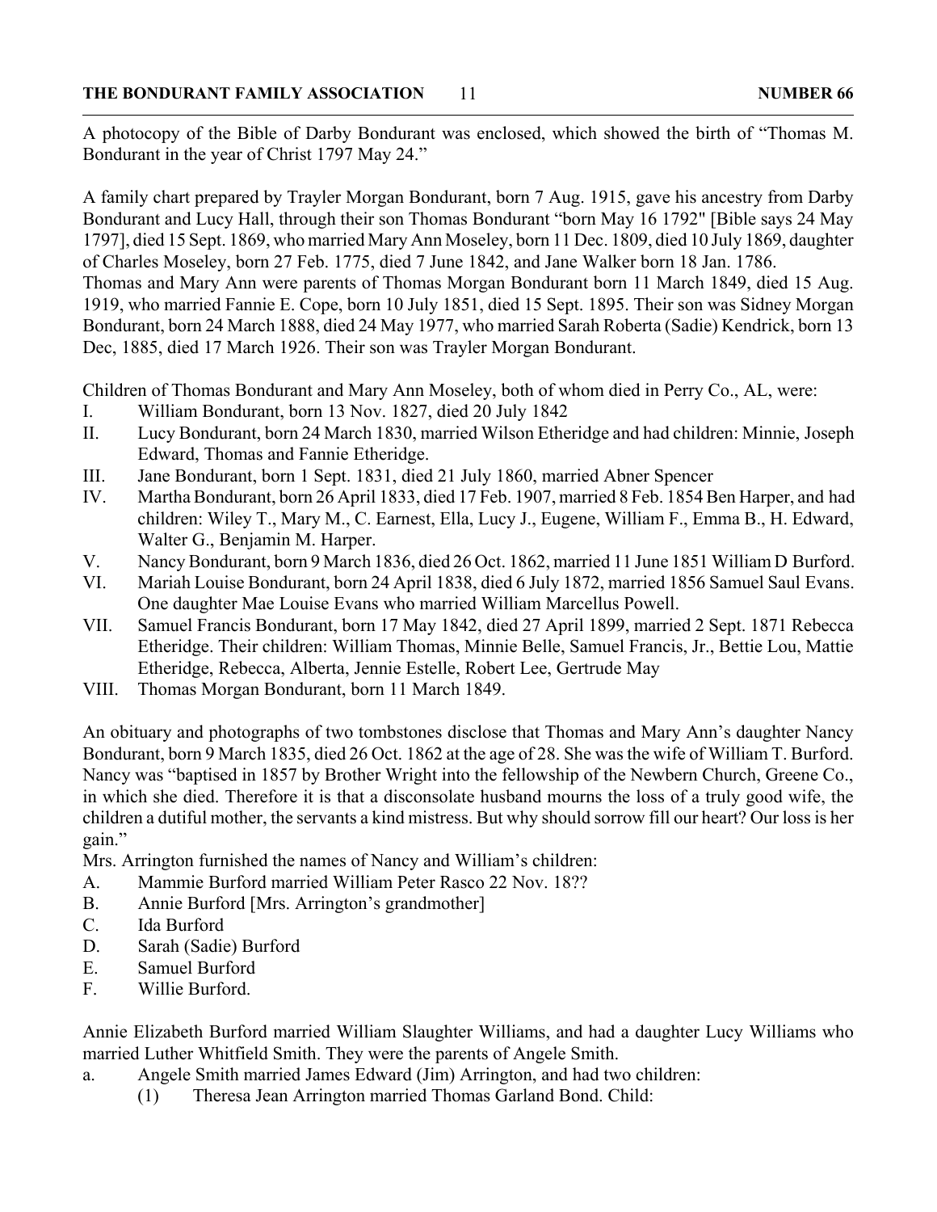A photocopy of the Bible of Darby Bondurant was enclosed, which showed the birth of "Thomas M. Bondurant in the year of Christ 1797 May 24."

A family chart prepared by Trayler Morgan Bondurant, born 7 Aug. 1915, gave his ancestry from Darby Bondurant and Lucy Hall, through their son Thomas Bondurant "born May 16 1792" [Bible says 24 May 1797], died 15 Sept. 1869, who married Mary Ann Moseley, born 11 Dec. 1809, died 10 July 1869, daughter of Charles Moseley, born 27 Feb. 1775, died 7 June 1842, and Jane Walker born 18 Jan. 1786.
Thomas and Mary Ann were parents of Thomas Morgan Bondurant born 11 March 1849, died 15 Aug. 1919, who married Fannie E. Cope, born 10 July 1851, died 15 Sept. 1895. Their son was Sidney Morgan Bondurant, born 24 March 1888, died 24 May 1977, who married Sarah Roberta (Sadie) Kendrick, born 13 Dec, 1885, died 17 March 1926. Their son was Trayler Morgan Bondurant.

Children of Thomas Bondurant and Mary Ann Moseley, both of whom died in Perry Co., AL, were:

I. William Bondurant, born 13 Nov. 1827, died 20 July 1842
II. Lucy Bondurant, born 24 March 1830, married Wilson Etheridge and had children: Minnie, Joseph Edward, Thomas and Fannie Etheridge.
III. Jane Bondurant, born 1 Sept. 1831, died 21 July 1860, married Abner Spencer
IV. Martha Bondurant, born 26 April 1833, died 17 Feb. 1907, married 8 Feb. 1854 Ben Harper, and had children: Wiley T., Mary M., C. Earnest, Ella, Lucy J., Eugene, William F., Emma B., H. Edward, Walter G., Benjamin M. Harper.
V. Nancy Bondurant, born 9 March 1836, died 26 Oct. 1862, married 11 June 1851 William D Burford.
VI. Mariah Louise Bondurant, born 24 April 1838, died 6 July 1872, married 1856 Samuel Saul Evans. One daughter Mae Louise Evans who married William Marcellus Powell.
VII. Samuel Francis Bondurant, born 17 May 1842, died 27 April 1899, married 2 Sept. 1871 Rebecca Etheridge. Their children: William Thomas, Minnie Belle, Samuel Francis, Jr., Bettie Lou, Mattie Etheridge, Rebecca, Alberta, Jennie Estelle, Robert Lee, Gertrude May
VIII. Thomas Morgan Bondurant, born 11 March 1849.

An obituary and photographs of two tombstones disclose that Thomas and Mary Ann's daughter Nancy Bondurant, born 9 March 1835, died 26 Oct. 1862 at the age of 28. She was the wife of William T. Burford. Nancy was "baptised in 1857 by Brother Wright into the fellowship of the Newbern Church, Greene Co., in which she died. Therefore it is that a disconsolate husband mourns the loss of a truly good wife, the children a dutiful mother, the servants a kind mistress. But why should sorrow fill our heart? Our loss is her gain."
Mrs. Arrington furnished the names of Nancy and William's children:

A. Mammie Burford married William Peter Rasco 22 Nov. 18??
B. Annie Burford [Mrs. Arrington's grandmother]
C. Ida Burford
D. Sarah (Sadie) Burford
E. Samuel Burford
F. Willie Burford.

Annie Elizabeth Burford married William Slaughter Williams, and had a daughter Lucy Williams who married Luther Whitfield Smith. They were the parents of Angele Smith.

a. Angele Smith married James Edward (Jim) Arrington, and had two children:
    (1) Theresa Jean Arrington married Thomas Garland Bond. Child: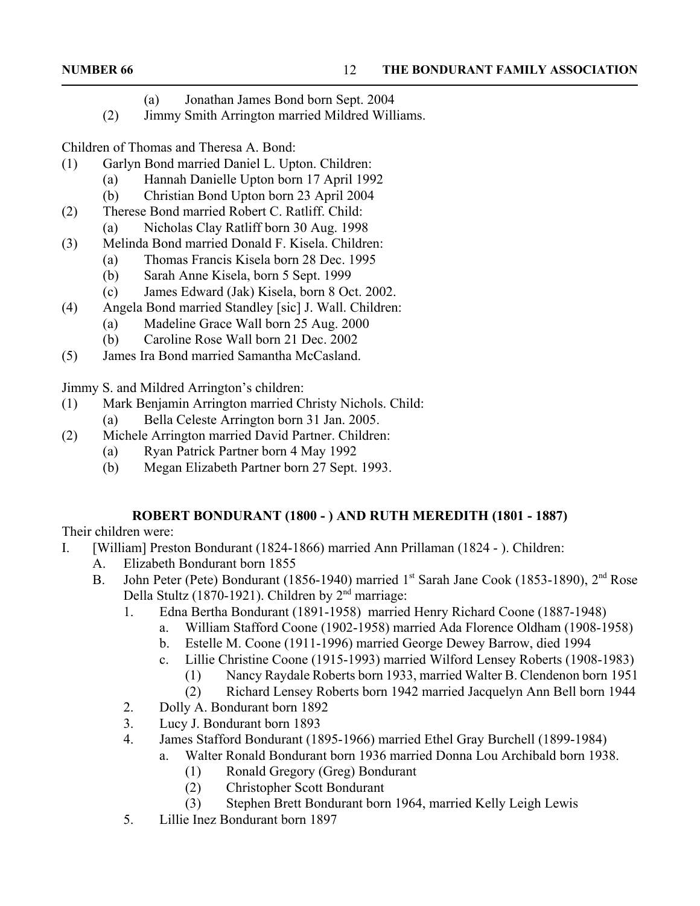(a) Jonathan James Bond born Sept. 2004
    (2) Jimmy Smith Arrington married Mildred Williams.

Children of Thomas and Theresa A. Bond:

- (1) Garlyn Bond married Daniel L. Upton. Children:
    - (a) Hannah Danielle Upton born 17 April 1992
    - (b) Christian Bond Upton born 23 April 2004
- (2) Therese Bond married Robert C. Ratliff. Child:
    - (a) Nicholas Clay Ratliff born 30 Aug. 1998
- (3) Melinda Bond married Donald F. Kisela. Children:
    - (a) Thomas Francis Kisela born 28 Dec. 1995
    - (b) Sarah Anne Kisela, born 5 Sept. 1999
    - (c) James Edward (Jak) Kisela, born 8 Oct. 2002.
- (4) Angela Bond married Standley [sic] J. Wall. Children:
    - (a) Madeline Grace Wall born 25 Aug. 2000
    - (b) Caroline Rose Wall born 21 Dec. 2002
- (5) James Ira Bond married Samantha McCasland.

Jimmy S. and Mildred Arrington's children:

- (1) Mark Benjamin Arrington married Christy Nichols. Child:
    - (a) Bella Celeste Arrington born 31 Jan. 2005.
- (2) Michele Arrington married David Partner. Children:
    - (a) Ryan Patrick Partner born 4 May 1992
    - (b) Megan Elizabeth Partner born 27 Sept. 1993.

## ROBERT BONDURANT (1800 - ) AND RUTH MEREDITH (1801 - 1887)

Their children were:

- I. [William] Preston Bondurant (1824-1866) married Ann Prillaman (1824 - ). Children:
    - A. Elizabeth Bondurant born 1855
    - B. John Peter (Pete) Bondurant (1856-1940) married 1st Sarah Jane Cook (1853-1890), 2nd Rose Della Stultz (1870-1921). Children by 2nd marriage:
        - 1. Edna Bertha Bondurant (1891-1958) married Henry Richard Coone (1887-1948)
            - a. William Stafford Coone (1902-1958) married Ada Florence Oldham (1908-1958)
            - b. Estelle M. Coone (1911-1996) married George Dewey Barrow, died 1994
            - c. Lillie Christine Coone (1915-1993) married Wilford Lensey Roberts (1908-1983)
                - (1) Nancy Raydale Roberts born 1933, married Walter B. Clendenon born 1951
                - (2) Richard Lensey Roberts born 1942 married Jacquelyn Ann Bell born 1944
        - 2. Dolly A. Bondurant born 1892
        - 3. Lucy J. Bondurant born 1893
        - 4. James Stafford Bondurant (1895-1966) married Ethel Gray Burchell (1899-1984)
            - a. Walter Ronald Bondurant born 1936 married Donna Lou Archibald born 1938.
                - (1) Ronald Gregory (Greg) Bondurant
                - (2) Christopher Scott Bondurant
                - (3) Stephen Brett Bondurant born 1964, married Kelly Leigh Lewis
        - 5. Lillie Inez Bondurant born 1897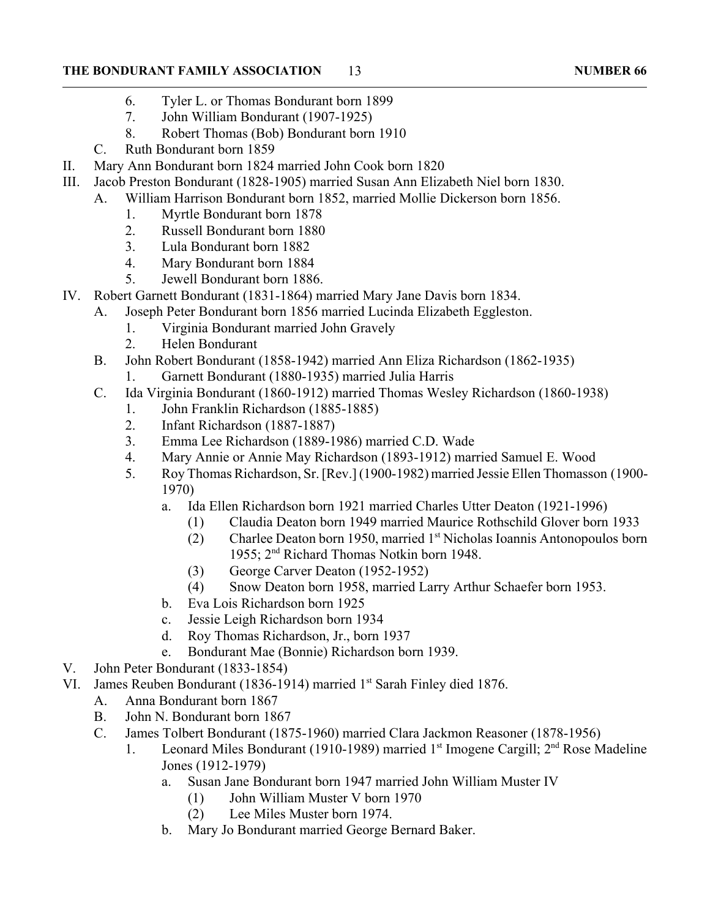- 6. Tyler L. or Thomas Bondurant born 1899
- 7. John William Bondurant (1907-1925)
- 8. Robert Thomas (Bob) Bondurant born 1910

C. Ruth Bondurant born 1859

II. Mary Ann Bondurant born 1824 married John Cook born 1820

III. Jacob Preston Bondurant (1828-1905) married Susan Ann Elizabeth Niel born 1830.

- A. William Harrison Bondurant born 1852, married Mollie Dickerson born 1856.
  - 1. Myrtle Bondurant born 1878
  - 2. Russell Bondurant born 1880
  - 3. Lula Bondurant born 1882
  - 4. Mary Bondurant born 1884
  - 5. Jewell Bondurant born 1886.

IV. Robert Garnett Bondurant (1831-1864) married Mary Jane Davis born 1834.

- A. Joseph Peter Bondurant born 1856 married Lucinda Elizabeth Eggleston.
  - 1. Virginia Bondurant married John Gravely
  - 2. Helen Bondurant
- B. John Robert Bondurant (1858-1942) married Ann Eliza Richardson (1862-1935)
  - 1. Garnett Bondurant (1880-1935) married Julia Harris
- C. Ida Virginia Bondurant (1860-1912) married Thomas Wesley Richardson (1860-1938)
  - 1. John Franklin Richardson (1885-1885)
  - 2. Infant Richardson (1887-1887)
  - 3. Emma Lee Richardson (1889-1986) married C.D. Wade
  - 4. Mary Annie or Annie May Richardson (1893-1912) married Samuel E. Wood
  - 5. Roy Thomas Richardson, Sr. [Rev.] (1900-1982) married Jessie Ellen Thomasson (1900-1970)
    - a. Ida Ellen Richardson born 1921 married Charles Utter Deaton (1921-1996)
      - (1) Claudia Deaton born 1949 married Maurice Rothschild Glover born 1933
      - (2) Charlee Deaton born 1950, married 1st Nicholas Ioannis Antonopoulos born 1955; 2nd Richard Thomas Notkin born 1948.
      - (3) George Carver Deaton (1952-1952)
      - (4) Snow Deaton born 1958, married Larry Arthur Schaefer born 1953.
    - b. Eva Lois Richardson born 1925
    - c. Jessie Leigh Richardson born 1934
    - d. Roy Thomas Richardson, Jr., born 1937
    - e. Bondurant Mae (Bonnie) Richardson born 1939.

V. John Peter Bondurant (1833-1854)

VI. James Reuben Bondurant (1836-1914) married 1st Sarah Finley died 1876.

- A. Anna Bondurant born 1867
- B. John N. Bondurant born 1867
- C. James Tolbert Bondurant (1875-1960) married Clara Jackmon Reasoner (1878-1956)
  - 1. Leonard Miles Bondurant (1910-1989) married 1st Imogene Cargill; 2nd Rose Madeline Jones (1912-1979)
    - a. Susan Jane Bondurant born 1947 married John William Muster IV
      - (1) John William Muster V born 1970
      - (2) Lee Miles Muster born 1974.
    - b. Mary Jo Bondurant married George Bernard Baker.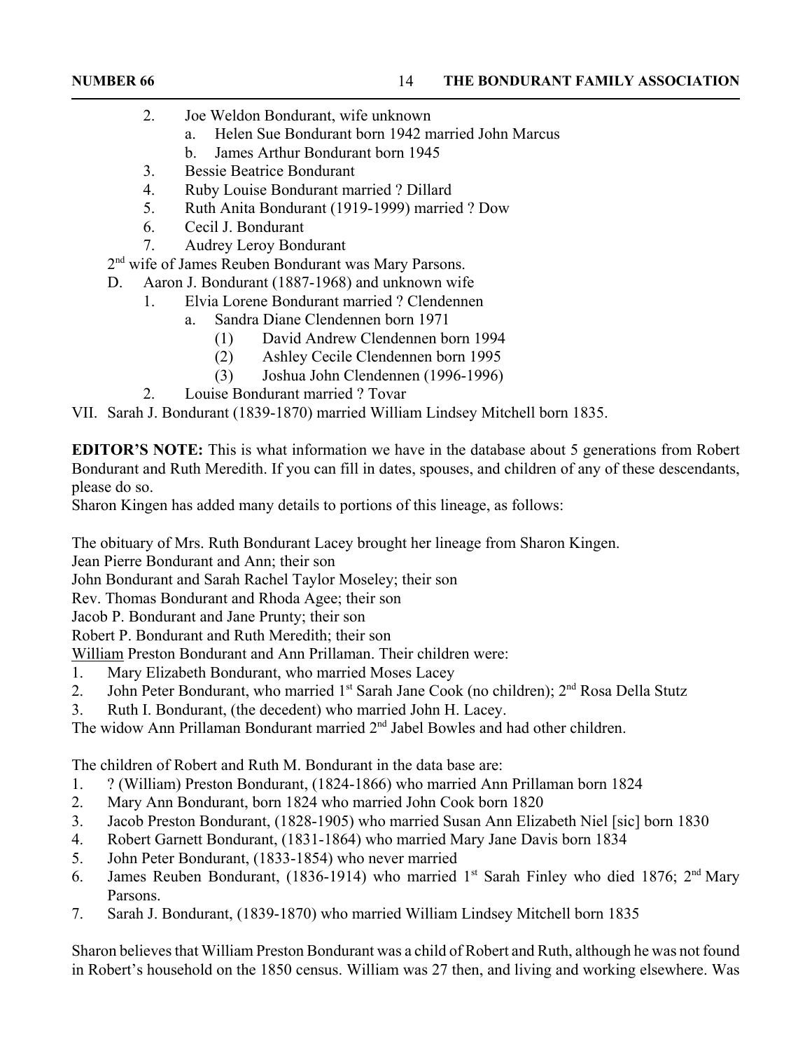2. Joe Weldon Bondurant, wife unknown
    a. Helen Sue Bondurant born 1942 married John Marcus
    b. James Arthur Bondurant born 1945
3. Bessie Beatrice Bondurant
4. Ruby Louise Bondurant married ? Dillard
5. Ruth Anita Bondurant (1919-1999) married ? Dow
6. Cecil J. Bondurant
7. Audrey Leroy Bondurant

2nd wife of James Reuben Bondurant was Mary Parsons.

D. Aaron J. Bondurant (1887-1968) and unknown wife
    1. Elvia Lorene Bondurant married ? Clendennen
        a. Sandra Diane Clendennen born 1971
            (1) David Andrew Clendennen born 1994
            (2) Ashley Cecile Clendennen born 1995
            (3) Joshua John Clendennen (1996-1996)
    2. Louise Bondurant married ? Tovar

VII. Sarah J. Bondurant (1839-1870) married William Lindsey Mitchell born 1835.

**EDITOR'S NOTE:** This is what information we have in the database about 5 generations from Robert Bondurant and Ruth Meredith. If you can fill in dates, spouses, and children of any of these descendants, please do so.

Sharon Kingen has added many details to portions of this lineage, as follows:

The obituary of Mrs. Ruth Bondurant Lacey brought her lineage from Sharon Kingen.
Jean Pierre Bondurant and Ann; their son
John Bondurant and Sarah Rachel Taylor Moseley; their son
Rev. Thomas Bondurant and Rhoda Agee; their son
Jacob P. Bondurant and Jane Prunty; their son
Robert P. Bondurant and Ruth Meredith; their son
<u>William</u> Preston Bondurant and Ann Prillaman. Their children were:

1. Mary Elizabeth Bondurant, who married Moses Lacey
2. John Peter Bondurant, who married 1st Sarah Jane Cook (no children); 2nd Rosa Della Stutz
3. Ruth I. Bondurant, (the decedent) who married John H. Lacey.

The widow Ann Prillaman Bondurant married 2nd Jabel Bowles and had other children.

The children of Robert and Ruth M. Bondurant in the data base are:

1. ? (William) Preston Bondurant, (1824-1866) who married Ann Prillaman born 1824
2. Mary Ann Bondurant, born 1824 who married John Cook born 1820
3. Jacob Preston Bondurant, (1828-1905) who married Susan Ann Elizabeth Niel [sic] born 1830
4. Robert Garnett Bondurant, (1831-1864) who married Mary Jane Davis born 1834
5. John Peter Bondurant, (1833-1854) who never married
6. James Reuben Bondurant, (1836-1914) who married 1st Sarah Finley who died 1876; 2nd Mary Parsons.
7. Sarah J. Bondurant, (1839-1870) who married William Lindsey Mitchell born 1835

Sharon believes that William Preston Bondurant was a child of Robert and Ruth, although he was not found in Robert's household on the 1850 census. William was 27 then, and living and working elsewhere. Was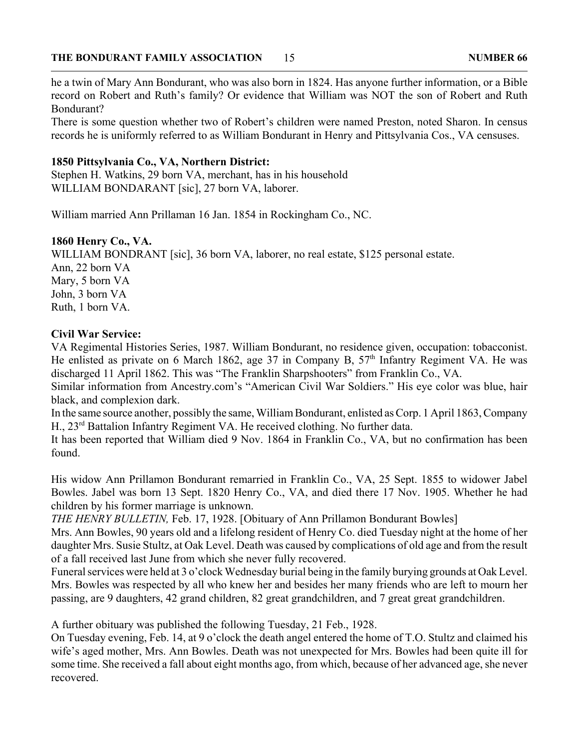he a twin of Mary Ann Bondurant, who was also born in 1824. Has anyone further information, or a Bible record on Robert and Ruth's family? Or evidence that William was NOT the son of Robert and Ruth Bondurant?

There is some question whether two of Robert's children were named Preston, noted Sharon. In census records he is uniformly referred to as William Bondurant in Henry and Pittsylvania Cos., VA censuses.

**1850 Pittsylvania Co., VA, Northern District:**

Stephen H. Watkins, 29 born VA, merchant, has in his household
WILLIAM BONDARANT [sic], 27 born VA, laborer.

William married Ann Prillaman 16 Jan. 1854 in Rockingham Co., NC.

**1860 Henry Co., VA.**

WILLIAM BONDRANT [sic], 36 born VA, laborer, no real estate, $125 personal estate.
Ann, 22 born VA
Mary, 5 born VA
John, 3 born VA
Ruth, 1 born VA.

**Civil War Service:**

VA Regimental Histories Series, 1987. William Bondurant, no residence given, occupation: tobacconist. He enlisted as private on 6 March 1862, age 37 in Company B, 57th Infantry Regiment VA. He was discharged 11 April 1862. This was "The Franklin Sharpshooters" from Franklin Co., VA.

Similar information from Ancestry.com's "American Civil War Soldiers." His eye color was blue, hair black, and complexion dark.

In the same source another, possibly the same, William Bondurant, enlisted as Corp. 1 April 1863, Company H., 23rd Battalion Infantry Regiment VA. He received clothing. No further data.

It has been reported that William died 9 Nov. 1864 in Franklin Co., VA, but no confirmation has been found.

His widow Ann Prillamon Bondurant remarried in Franklin Co., VA, 25 Sept. 1855 to widower Jabel Bowles. Jabel was born 13 Sept. 1820 Henry Co., VA, and died there 17 Nov. 1905. Whether he had children by his former marriage is unknown.

*THE HENRY BULLETIN,* Feb. 17, 1928. [Obituary of Ann Prillamon Bondurant Bowles]

Mrs. Ann Bowles, 90 years old and a lifelong resident of Henry Co. died Tuesday night at the home of her daughter Mrs. Susie Stultz, at Oak Level. Death was caused by complications of old age and from the result of a fall received last June from which she never fully recovered.

Funeral services were held at 3 o'clock Wednesday burial being in the family burying grounds at Oak Level. Mrs. Bowles was respected by all who knew her and besides her many friends who are left to mourn her passing, are 9 daughters, 42 grand children, 82 great grandchildren, and 7 great great grandchildren.

A further obituary was published the following Tuesday, 21 Feb., 1928.

On Tuesday evening, Feb. 14, at 9 o'clock the death angel entered the home of T.O. Stultz and claimed his wife's aged mother, Mrs. Ann Bowles. Death was not unexpected for Mrs. Bowles had been quite ill for some time. She received a fall about eight months ago, from which, because of her advanced age, she never recovered.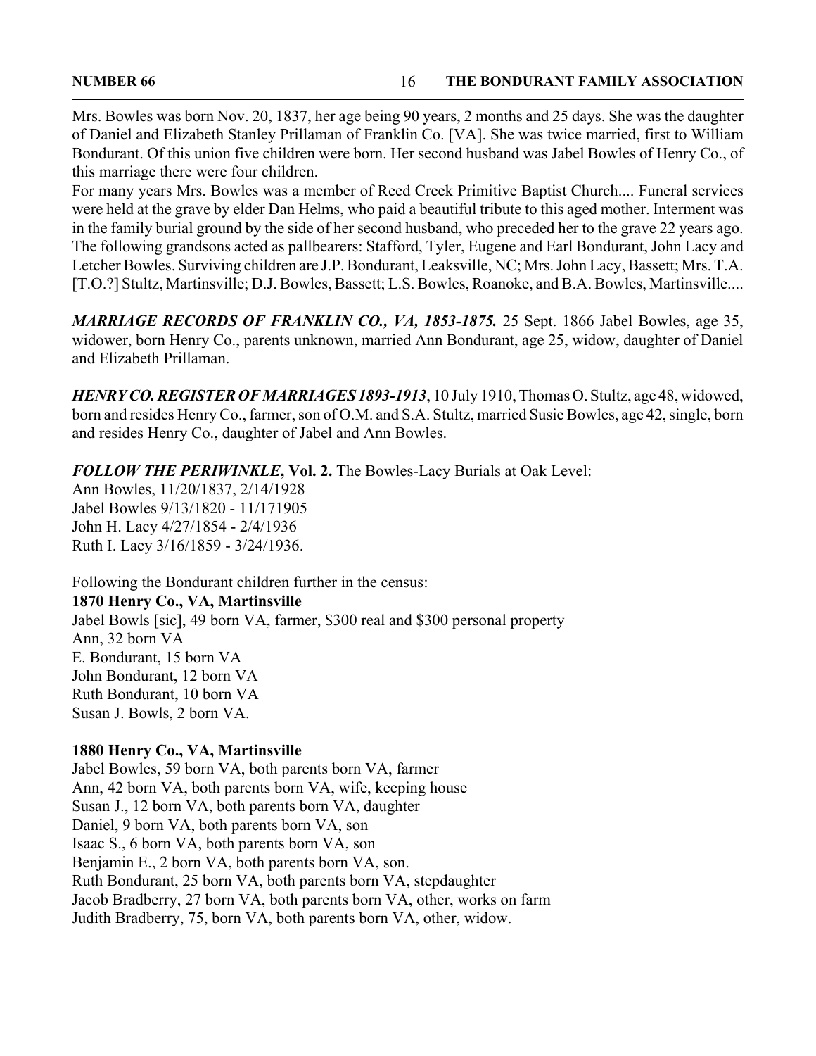Mrs. Bowles was born Nov. 20, 1837, her age being 90 years, 2 months and 25 days. She was the daughter of Daniel and Elizabeth Stanley Prillaman of Franklin Co. [VA]. She was twice married, first to William Bondurant. Of this union five children were born. Her second husband was Jabel Bowles of Henry Co., of this marriage there were four children.

For many years Mrs. Bowles was a member of Reed Creek Primitive Baptist Church.... Funeral services were held at the grave by elder Dan Helms, who paid a beautiful tribute to this aged mother. Interment was in the family burial ground by the side of her second husband, who preceded her to the grave 22 years ago. The following grandsons acted as pallbearers: Stafford, Tyler, Eugene and Earl Bondurant, John Lacy and Letcher Bowles. Surviving children are J.P. Bondurant, Leaksville, NC; Mrs. John Lacy, Bassett; Mrs. T.A. [T.O.?] Stultz, Martinsville; D.J. Bowles, Bassett; L.S. Bowles, Roanoke, and B.A. Bowles, Martinsville....

***MARRIAGE RECORDS OF FRANKLIN CO., VA, 1853-1875.*** 25 Sept. 1866 Jabel Bowles, age 35, widower, born Henry Co., parents unknown, married Ann Bondurant, age 25, widow, daughter of Daniel and Elizabeth Prillaman.

***HENRY CO. REGISTER OF MARRIAGES 1893-1913***, 10 July 1910, Thomas O. Stultz, age 48, widowed, born and resides Henry Co., farmer, son of O.M. and S.A. Stultz, married Susie Bowles, age 42, single, born and resides Henry Co., daughter of Jabel and Ann Bowles.

***FOLLOW THE PERIWINKLE*, Vol. 2.** The Bowles-Lacy Burials at Oak Level:
Ann Bowles, 11/20/1837, 2/14/1928
Jabel Bowles 9/13/1820 - 11/171905
John H. Lacy 4/27/1854 - 2/4/1936
Ruth I. Lacy 3/16/1859 - 3/24/1936.

Following the Bondurant children further in the census:

**1870 Henry Co., VA, Martinsville**
Jabel Bowls [sic], 49 born VA, farmer, $300 real and $300 personal property
Ann, 32 born VA
E. Bondurant, 15 born VA
John Bondurant, 12 born VA
Ruth Bondurant, 10 born VA
Susan J. Bowls, 2 born VA.

**1880 Henry Co., VA, Martinsville**
Jabel Bowles, 59 born VA, both parents born VA, farmer
Ann, 42 born VA, both parents born VA, wife, keeping house
Susan J., 12 born VA, both parents born VA, daughter
Daniel, 9 born VA, both parents born VA, son
Isaac S., 6 born VA, both parents born VA, son
Benjamin E., 2 born VA, both parents born VA, son.
Ruth Bondurant, 25 born VA, both parents born VA, stepdaughter
Jacob Bradberry, 27 born VA, both parents born VA, other, works on farm
Judith Bradberry, 75, born VA, both parents born VA, other, widow.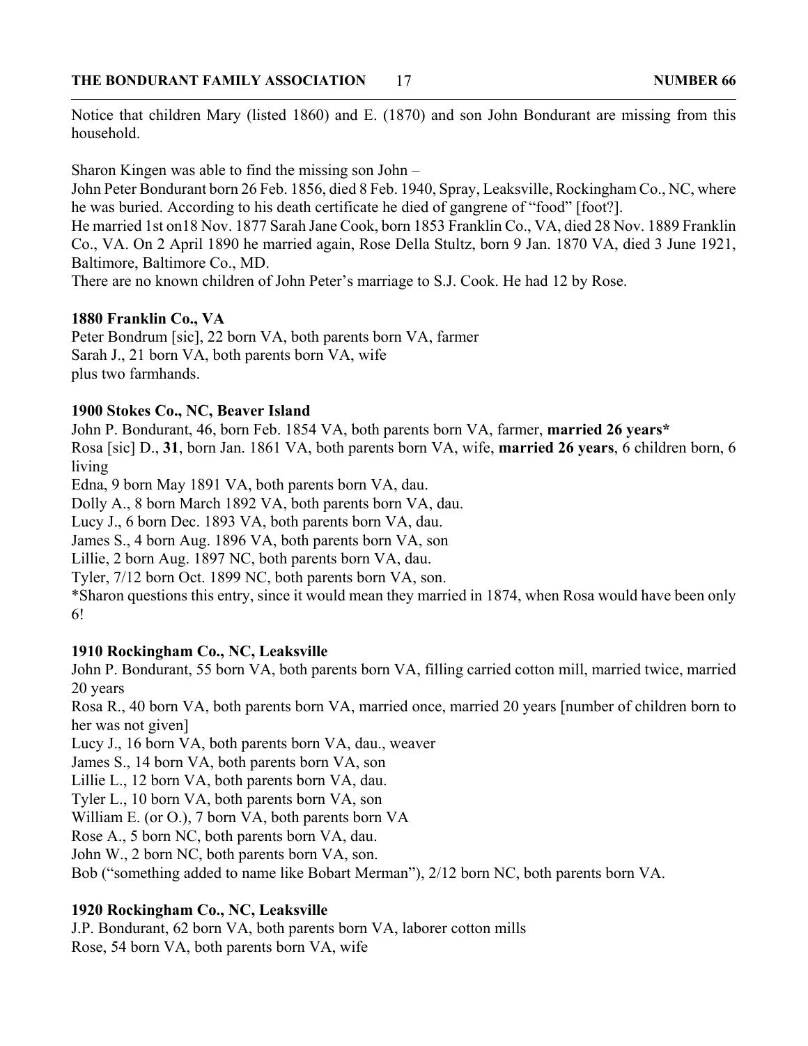Notice that children Mary (listed 1860) and E. (1870) and son John Bondurant are missing from this household.

Sharon Kingen was able to find the missing son John –

John Peter Bondurant born 26 Feb. 1856, died 8 Feb. 1940, Spray, Leaksville, Rockingham Co., NC, where he was buried. According to his death certificate he died of gangrene of "food" [foot?].

He married 1st on18 Nov. 1877 Sarah Jane Cook, born 1853 Franklin Co., VA, died 28 Nov. 1889 Franklin Co., VA. On 2 April 1890 he married again, Rose Della Stultz, born 9 Jan. 1870 VA, died 3 June 1921, Baltimore, Baltimore Co., MD.

There are no known children of John Peter's marriage to S.J. Cook. He had 12 by Rose.

**1880 Franklin Co., VA**

Peter Bondrum [sic], 22 born VA, both parents born VA, farmer
Sarah J., 21 born VA, both parents born VA, wife
plus two farmhands.

**1900 Stokes Co., NC, Beaver Island**

John P. Bondurant, 46, born Feb. 1854 VA, both parents born VA, farmer, **married 26 years***
Rosa [sic] D., **31**, born Jan. 1861 VA, both parents born VA, wife, **married 26 years**, 6 children born, 6 living
Edna, 9 born May 1891 VA, both parents born VA, dau.
Dolly A., 8 born March 1892 VA, both parents born VA, dau.
Lucy J., 6 born Dec. 1893 VA, both parents born VA, dau.
James S., 4 born Aug. 1896 VA, both parents born VA, son
Lillie, 2 born Aug. 1897 NC, both parents born VA, dau.
Tyler, 7/12 born Oct. 1899 NC, both parents born VA, son.
*Sharon questions this entry, since it would mean they married in 1874, when Rosa would have been only 6!

**1910 Rockingham Co., NC, Leaksville**

John P. Bondurant, 55 born VA, both parents born VA, filling carried cotton mill, married twice, married 20 years
Rosa R., 40 born VA, both parents born VA, married once, married 20 years [number of children born to her was not given]
Lucy J., 16 born VA, both parents born VA, dau., weaver
James S., 14 born VA, both parents born VA, son
Lillie L., 12 born VA, both parents born VA, dau.
Tyler L., 10 born VA, both parents born VA, son
William E. (or O.), 7 born VA, both parents born VA
Rose A., 5 born NC, both parents born VA, dau.
John W., 2 born NC, both parents born VA, son.
Bob ("something added to name like Bobart Merman"), 2/12 born NC, both parents born VA.

**1920 Rockingham Co., NC, Leaksville**

J.P. Bondurant, 62 born VA, both parents born VA, laborer cotton mills
Rose, 54 born VA, both parents born VA, wife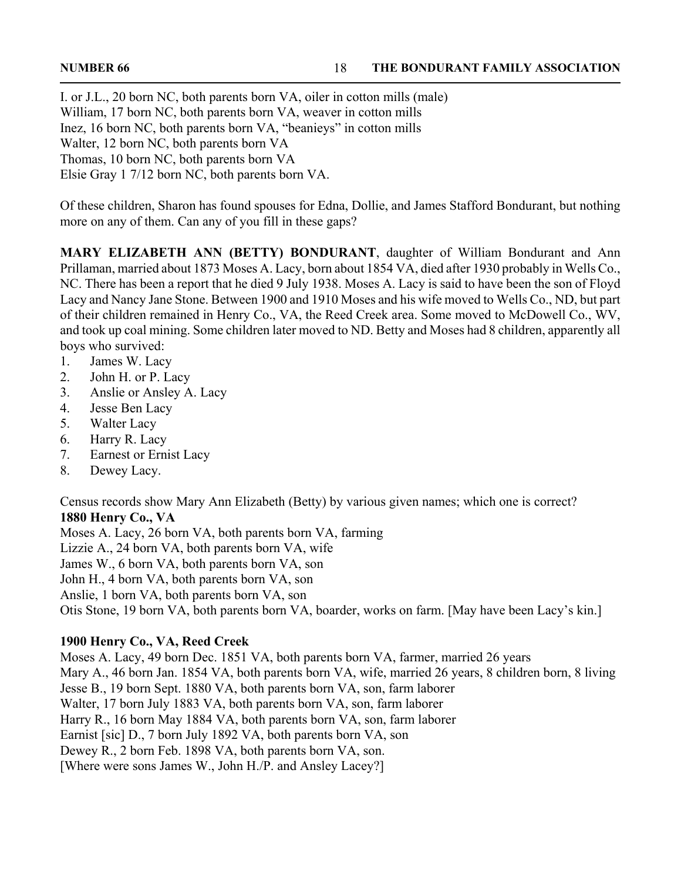I. or J.L., 20 born NC, both parents born VA, oiler in cotton mills (male)
William, 17 born NC, both parents born VA, weaver in cotton mills
Inez, 16 born NC, both parents born VA, "beanieys" in cotton mills
Walter, 12 born NC, both parents born VA
Thomas, 10 born NC, both parents born VA
Elsie Gray 1 7/12 born NC, both parents born VA.

Of these children, Sharon has found spouses for Edna, Dollie, and James Stafford Bondurant, but nothing more on any of them. Can any of you fill in these gaps?

**MARY ELIZABETH ANN (BETTY) BONDURANT**, daughter of William Bondurant and Ann Prillaman, married about 1873 Moses A. Lacy, born about 1854 VA, died after 1930 probably in Wells Co., NC. There has been a report that he died 9 July 1938. Moses A. Lacy is said to have been the son of Floyd Lacy and Nancy Jane Stone. Between 1900 and 1910 Moses and his wife moved to Wells Co., ND, but part of their children remained in Henry Co., VA, the Reed Creek area. Some moved to McDowell Co., WV, and took up coal mining. Some children later moved to ND. Betty and Moses had 8 children, apparently all boys who survived:

1. James W. Lacy
2. John H. or P. Lacy
3. Anslie or Ansley A. Lacy
4. Jesse Ben Lacy
5. Walter Lacy
6. Harry R. Lacy
7. Earnest or Ernist Lacy
8. Dewey Lacy.

Census records show Mary Ann Elizabeth (Betty) by various given names; which one is correct?

**1880 Henry Co., VA**

Moses A. Lacy, 26 born VA, both parents born VA, farming
Lizzie A., 24 born VA, both parents born VA, wife
James W., 6 born VA, both parents born VA, son
John H., 4 born VA, both parents born VA, son
Anslie, 1 born VA, both parents born VA, son
Otis Stone, 19 born VA, both parents born VA, boarder, works on farm. [May have been Lacy's kin.]

**1900 Henry Co., VA, Reed Creek**

Moses A. Lacy, 49 born Dec. 1851 VA, both parents born VA, farmer, married 26 years
Mary A., 46 born Jan. 1854 VA, both parents born VA, wife, married 26 years, 8 children born, 8 living
Jesse B., 19 born Sept. 1880 VA, both parents born VA, son, farm laborer
Walter, 17 born July 1883 VA, both parents born VA, son, farm laborer
Harry R., 16 born May 1884 VA, both parents born VA, son, farm laborer
Earnist [sic] D., 7 born July 1892 VA, both parents born VA, son
Dewey R., 2 born Feb. 1898 VA, both parents born VA, son.
[Where were sons James W., John H./P. and Ansley Lacey?]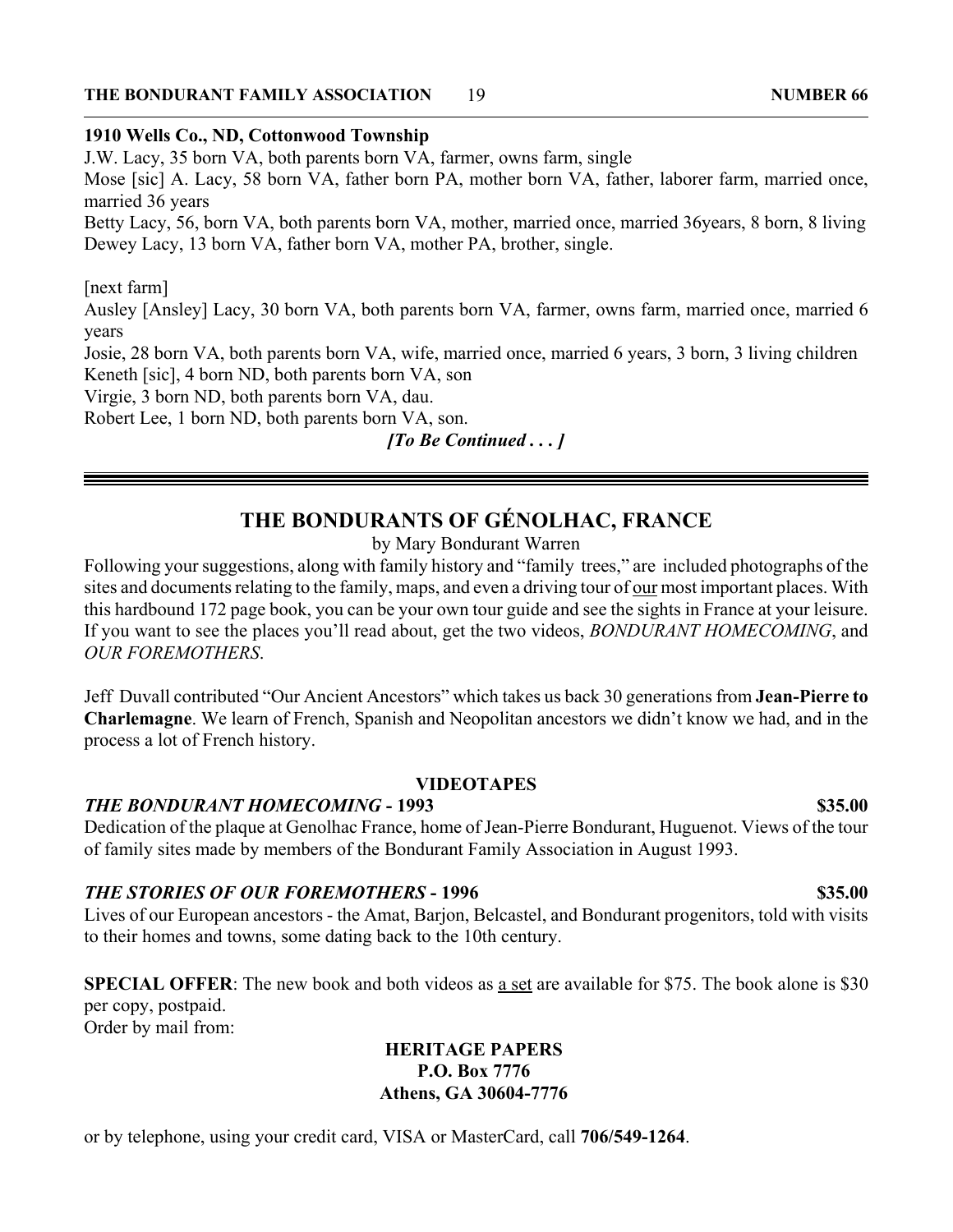**1910 Wells Co., ND, Cottonwood Township**

J.W. Lacy, 35 born VA, both parents born VA, farmer, owns farm, single

Mose [sic] A. Lacy, 58 born VA, father born PA, mother born VA, father, laborer farm, married once, married 36 years

Betty Lacy, 56, born VA, both parents born VA, mother, married once, married 36years, 8 born, 8 living

Dewey Lacy, 13 born VA, father born VA, mother PA, brother, single.

[next farm]

Ausley [Ansley] Lacy, 30 born VA, both parents born VA, farmer, owns farm, married once, married 6 years

Josie, 28 born VA, both parents born VA, wife, married once, married 6 years, 3 born, 3 living children

Keneth [sic], 4 born ND, both parents born VA, son

Virgie, 3 born ND, both parents born VA, dau.

Robert Lee, 1 born ND, both parents born VA, son.

***[To Be Continued . . . ]***

---

## THE BONDURANTS OF GÉNOLHAC, FRANCE

by Mary Bondurant Warren

Following your suggestions, along with family history and "family trees," are included photographs of the sites and documents relating to the family, maps, and even a driving tour of our most important places. With this hardbound 172 page book, you can be your own tour guide and see the sights in France at your leisure. If you want to see the places you'll read about, get the two videos, *BONDURANT HOMECOMING*, and *OUR FOREMOTHERS*.

Jeff Duvall contributed "Our Ancient Ancestors" which takes us back 30 generations from **Jean-Pierre to Charlemagne**. We learn of French, Spanish and Neopolitan ancestors we didn't know we had, and in the process a lot of French history.

**VIDEOTAPES**

***THE BONDURANT HOMECOMING* - 1993** **$35.00**

Dedication of the plaque at Genolhac France, home of Jean-Pierre Bondurant, Huguenot. Views of the tour of family sites made by members of the Bondurant Family Association in August 1993.

***THE STORIES OF OUR FOREMOTHERS* - 1996** **$35.00**

Lives of our European ancestors - the Amat, Barjon, Belcastel, and Bondurant progenitors, told with visits to their homes and towns, some dating back to the 10th century.

**SPECIAL OFFER**: The new book and both videos as a set are available for $75. The book alone is $30 per copy, postpaid.

Order by mail from:

**HERITAGE PAPERS**
**P.O. Box 7776**
**Athens, GA 30604-7776**

or by telephone, using your credit card, VISA or MasterCard, call **706/549-1264**.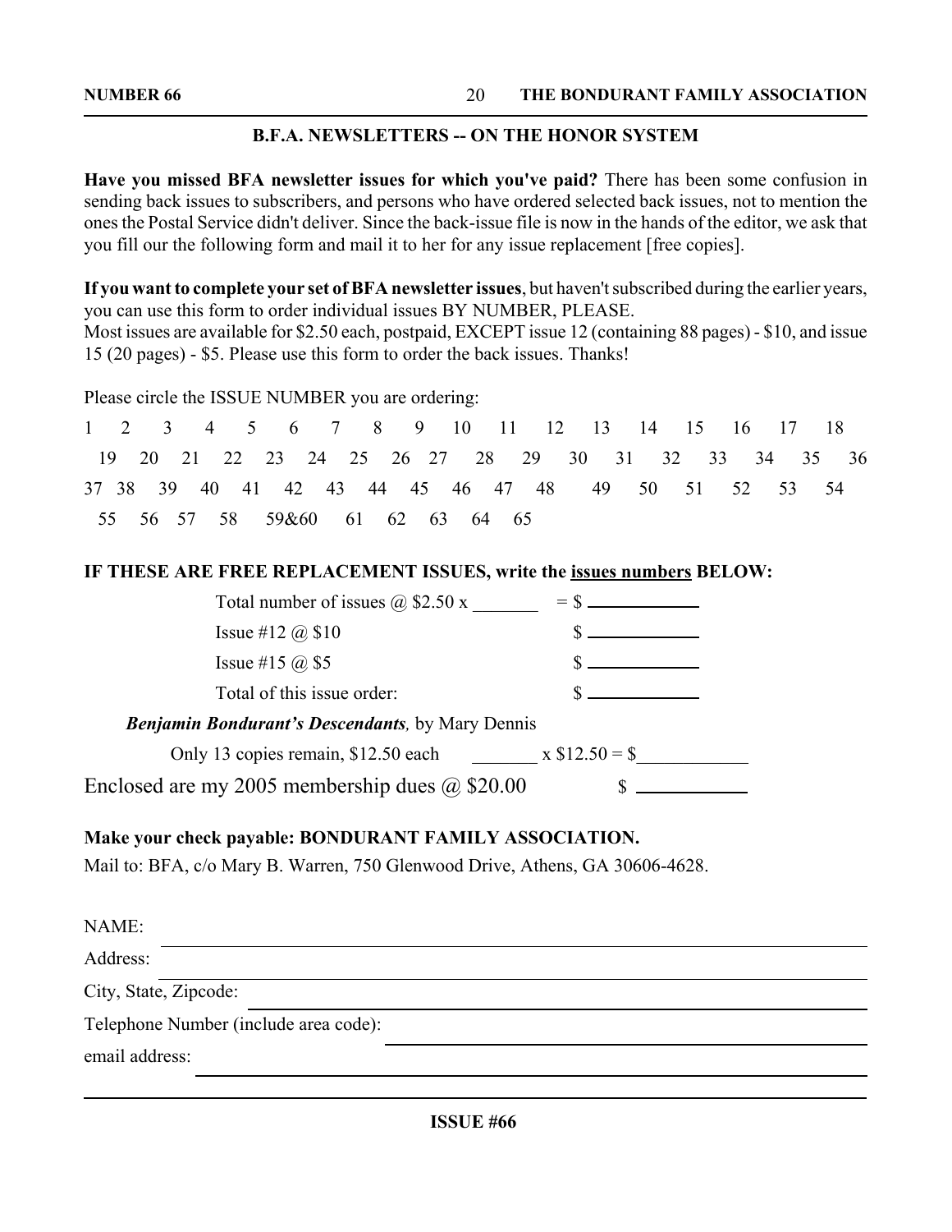## B.F.A. NEWSLETTERS -- ON THE HONOR SYSTEM

**Have you missed BFA newsletter issues for which you've paid?** There has been some confusion in sending back issues to subscribers, and persons who have ordered selected back issues, not to mention the ones the Postal Service didn't deliver. Since the back-issue file is now in the hands of the editor, we ask that you fill our the following form and mail it to her for any issue replacement [free copies].

**If you want to complete your set of BFA newsletter issues**, but haven't subscribed during the earlier years, you can use this form to order individual issues BY NUMBER, PLEASE.
Most issues are available for $2.50 each, postpaid, EXCEPT issue 12 (containing 88 pages) - $10, and issue 15 (20 pages) - $5. Please use this form to order the back issues. Thanks!

Please circle the ISSUE NUMBER you are ordering:

1 2 3 4 5 6 7 8 9 10 11 12 13 14 15 16 17 18
19 20 21 22 23 24 25 26 27 28 29 30 31 32 33 34 35 36
37 38 39 40 41 42 43 44 45 46 47 48 49 50 51 52 53 54
55 56 57 58 59&60 61 62 63 64 65

**IF THESE ARE FREE REPLACEMENT ISSUES, write the issues numbers BELOW:**

Total number of issues @ $2.50 x _______ = $ ___________

Issue #12 @ $10 $ ___________

Issue #15 @ $5 $ ___________

Total of this issue order: $ ___________

***Benjamin Bondurant's Descendants**,* by Mary Dennis

Only 13 copies remain, $12.50 each _______ x $12.50 = $___________

Enclosed are my 2005 membership dues @ $20.00 $ ___________

**Make your check payable: BONDURANT FAMILY ASSOCIATION.**
Mail to: BFA, c/o Mary B. Warren, 750 Glenwood Drive, Athens, GA 30606-4628.

NAME: ___________

Address: ___________

City, State, Zipcode: ___________

Telephone Number (include area code): ___________

email address: ___________

**ISSUE #66**